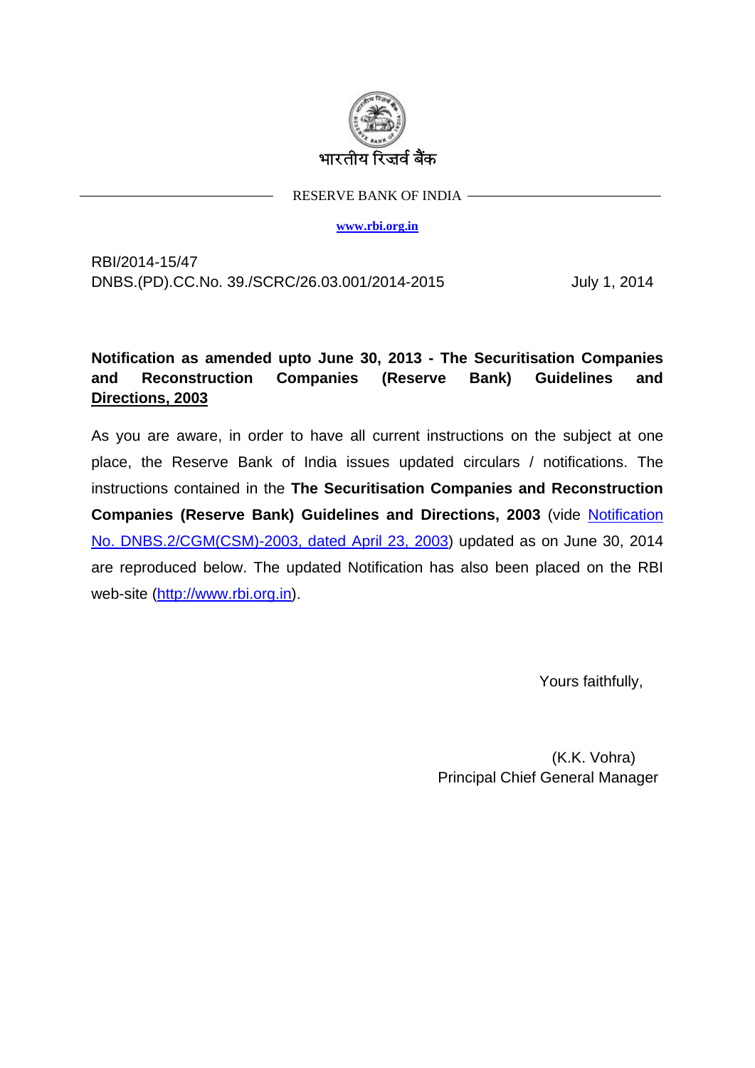भारतीय रिज़र्व बैंक

RESERVE BANK OF INDIA

www.rbi.org.in

RBI/2014-15/47
DNBS.(PD).CC.No. 39./SCRC/26.03.001/2014-2015 July 1, 2014

**Notification as amended upto June 30, 2013 - The Securitisation Companies and Reconstruction Companies (Reserve Bank) Guidelines and Directions, 2003**

As you are aware, in order to have all current instructions on the subject at one place, the Reserve Bank of India issues updated circulars / notifications. The instructions contained in the **The Securitisation Companies and Reconstruction Companies (Reserve Bank) Guidelines and Directions, 2003** (vide Notification No. DNBS.2/CGM(CSM)-2003, dated April 23, 2003) updated as on June 30, 2014 are reproduced below. The updated Notification has also been placed on the RBI web-site (http://www.rbi.org.in).

Yours faithfully,

(K.K. Vohra)
Principal Chief General Manager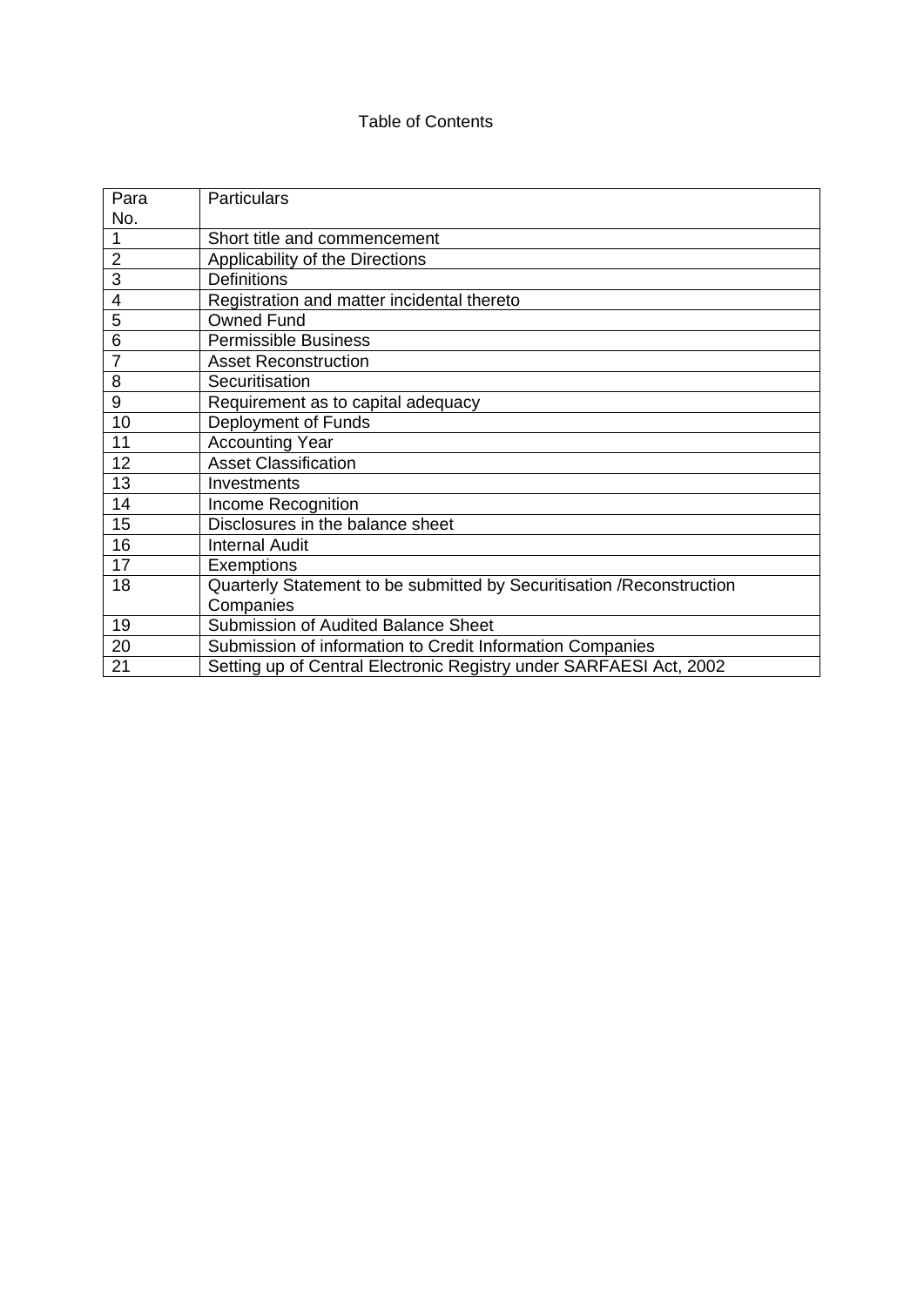Table of Contents

| Para No. | Particulars |
|---|---|
| 1 | Short title and commencement |
| 2 | Applicability of the Directions |
| 3 | Definitions |
| 4 | Registration and matter incidental thereto |
| 5 | Owned Fund |
| 6 | Permissible Business |
| 7 | Asset Reconstruction |
| 8 | Securitisation |
| 9 | Requirement as to capital adequacy |
| 10 | Deployment of Funds |
| 11 | Accounting Year |
| 12 | Asset Classification |
| 13 | Investments |
| 14 | Income Recognition |
| 15 | Disclosures in the balance sheet |
| 16 | Internal Audit |
| 17 | Exemptions |
| 18 | Quarterly Statement to be submitted by Securitisation /Reconstruction Companies |
| 19 | Submission of Audited Balance Sheet |
| 20 | Submission of information to Credit Information Companies |
| 21 | Setting up of Central Electronic Registry under SARFAESI Act, 2002 |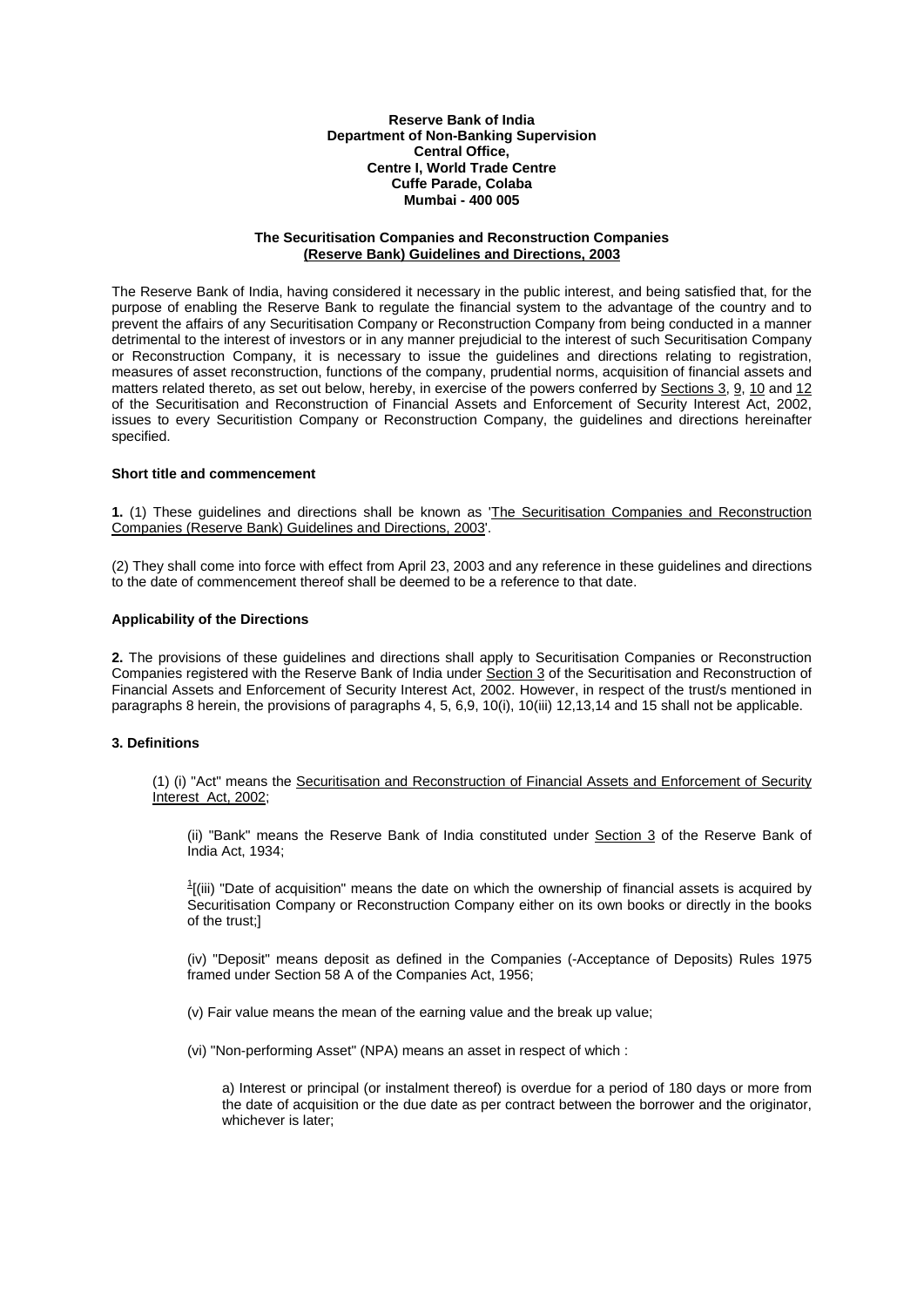**Reserve Bank of India**
**Department of Non-Banking Supervision**
**Central Office,**
**Centre I, World Trade Centre**
**Cuffe Parade, Colaba**
**Mumbai - 400 005**

## The Securitisation Companies and Reconstruction Companies (Reserve Bank) Guidelines and Directions, 2003

The Reserve Bank of India, having considered it necessary in the public interest, and being satisfied that, for the purpose of enabling the Reserve Bank to regulate the financial system to the advantage of the country and to prevent the affairs of any Securitisation Company or Reconstruction Company from being conducted in a manner detrimental to the interest of investors or in any manner prejudicial to the interest of such Securitisation Company or Reconstruction Company, it is necessary to issue the guidelines and directions relating to registration, measures of asset reconstruction, functions of the company, prudential norms, acquisition of financial assets and matters related thereto, as set out below, hereby, in exercise of the powers conferred by Sections 3, 9, 10 and 12 of the Securitisation and Reconstruction of Financial Assets and Enforcement of Security Interest Act, 2002, issues to every Securitistion Company or Reconstruction Company, the guidelines and directions hereinafter specified.

### Short title and commencement

**1.** (1) These guidelines and directions shall be known as 'The Securitisation Companies and Reconstruction Companies (Reserve Bank) Guidelines and Directions, 2003'.

(2) They shall come into force with effect from April 23, 2003 and any reference in these guidelines and directions to the date of commencement thereof shall be deemed to be a reference to that date.

### Applicability of the Directions

**2.** The provisions of these guidelines and directions shall apply to Securitisation Companies or Reconstruction Companies registered with the Reserve Bank of India under Section 3 of the Securitisation and Reconstruction of Financial Assets and Enforcement of Security Interest Act, 2002. However, in respect of the trust/s mentioned in paragraphs 8 herein, the provisions of paragraphs 4, 5, 6,9, 10(i), 10(iii) 12,13,14 and 15 shall not be applicable.

### 3. Definitions

(1) (i) "Act" means the Securitisation and Reconstruction of Financial Assets and Enforcement of Security Interest Act, 2002;

(ii) "Bank" means the Reserve Bank of India constituted under Section 3 of the Reserve Bank of India Act, 1934;

[1][(iii) "Date of acquisition" means the date on which the ownership of financial assets is acquired by Securitisation Company or Reconstruction Company either on its own books or directly in the books of the trust;]

(iv) "Deposit" means deposit as defined in the Companies (-Acceptance of Deposits) Rules 1975 framed under Section 58 A of the Companies Act, 1956;

(v) Fair value means the mean of the earning value and the break up value;

(vi) "Non-performing Asset" (NPA) means an asset in respect of which :

a) Interest or principal (or instalment thereof) is overdue for a period of 180 days or more from the date of acquisition or the due date as per contract between the borrower and the originator, whichever is later;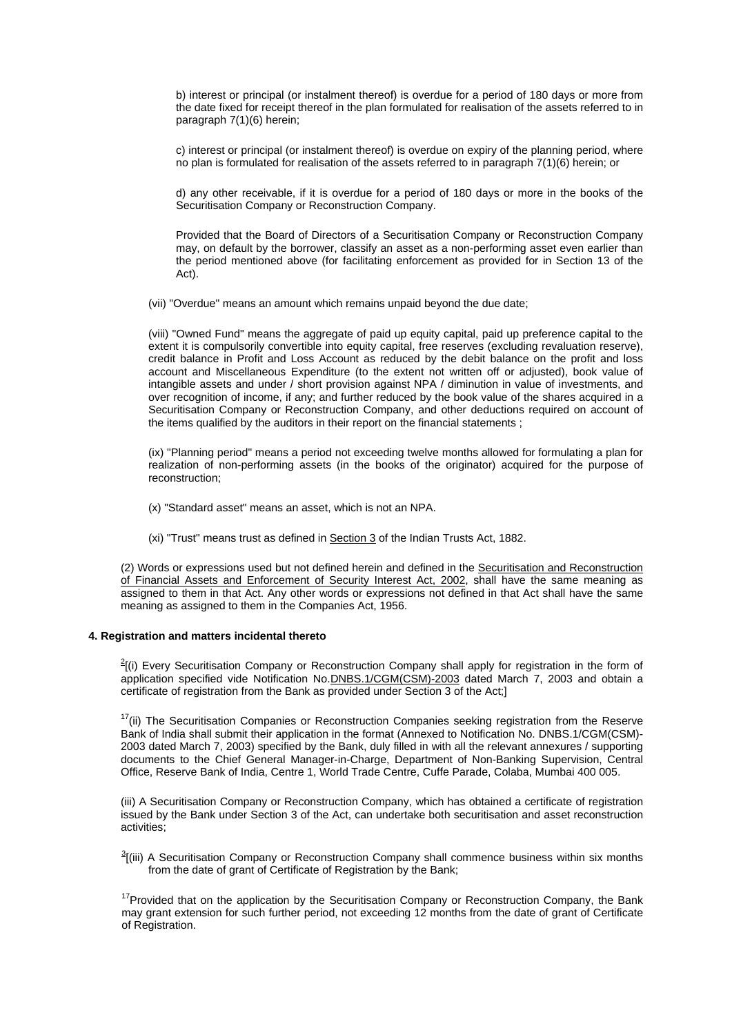b) interest or principal (or instalment thereof) is overdue for a period of 180 days or more from the date fixed for receipt thereof in the plan formulated for realisation of the assets referred to in paragraph 7(1)(6) herein;

c) interest or principal (or instalment thereof) is overdue on expiry of the planning period, where no plan is formulated for realisation of the assets referred to in paragraph 7(1)(6) herein; or

d) any other receivable, if it is overdue for a period of 180 days or more in the books of the Securitisation Company or Reconstruction Company.

Provided that the Board of Directors of a Securitisation Company or Reconstruction Company may, on default by the borrower, classify an asset as a non-performing asset even earlier than the period mentioned above (for facilitating enforcement as provided for in Section 13 of the Act).

(vii) "Overdue" means an amount which remains unpaid beyond the due date;

(viii) "Owned Fund" means the aggregate of paid up equity capital, paid up preference capital to the extent it is compulsorily convertible into equity capital, free reserves (excluding revaluation reserve), credit balance in Profit and Loss Account as reduced by the debit balance on the profit and loss account and Miscellaneous Expenditure (to the extent not written off or adjusted), book value of intangible assets and under / short provision against NPA / diminution in value of investments, and over recognition of income, if any; and further reduced by the book value of the shares acquired in a Securitisation Company or Reconstruction Company, and other deductions required on account of the items qualified by the auditors in their report on the financial statements ;

(ix) "Planning period" means a period not exceeding twelve months allowed for formulating a plan for realization of non-performing assets (in the books of the originator) acquired for the purpose of reconstruction;

(x) "Standard asset" means an asset, which is not an NPA.

(xi) "Trust" means trust as defined in Section 3 of the Indian Trusts Act, 1882.

(2) Words or expressions used but not defined herein and defined in the Securitisation and Reconstruction of Financial Assets and Enforcement of Security Interest Act, 2002, shall have the same meaning as assigned to them in that Act. Any other words or expressions not defined in that Act shall have the same meaning as assigned to them in the Companies Act, 1956.

#### 4. Registration and matters incidental thereto

[2][(i) Every Securitisation Company or Reconstruction Company shall apply for registration in the form of application specified vide Notification No.DNBS.1/CGM(CSM)-2003 dated March 7, 2003 and obtain a certificate of registration from the Bank as provided under Section 3 of the Act;]

[17](ii) The Securitisation Companies or Reconstruction Companies seeking registration from the Reserve Bank of India shall submit their application in the format (Annexed to Notification No. DNBS.1/CGM(CSM)-2003 dated March 7, 2003) specified by the Bank, duly filled in with all the relevant annexures / supporting documents to the Chief General Manager-in-Charge, Department of Non-Banking Supervision, Central Office, Reserve Bank of India, Centre 1, World Trade Centre, Cuffe Parade, Colaba, Mumbai 400 005.

(iii) A Securitisation Company or Reconstruction Company, which has obtained a certificate of registration issued by the Bank under Section 3 of the Act, can undertake both securitisation and asset reconstruction activities;

[3][(iii) A Securitisation Company or Reconstruction Company shall commence business within six months from the date of grant of Certificate of Registration by the Bank;

[17]Provided that on the application by the Securitisation Company or Reconstruction Company, the Bank may grant extension for such further period, not exceeding 12 months from the date of grant of Certificate of Registration.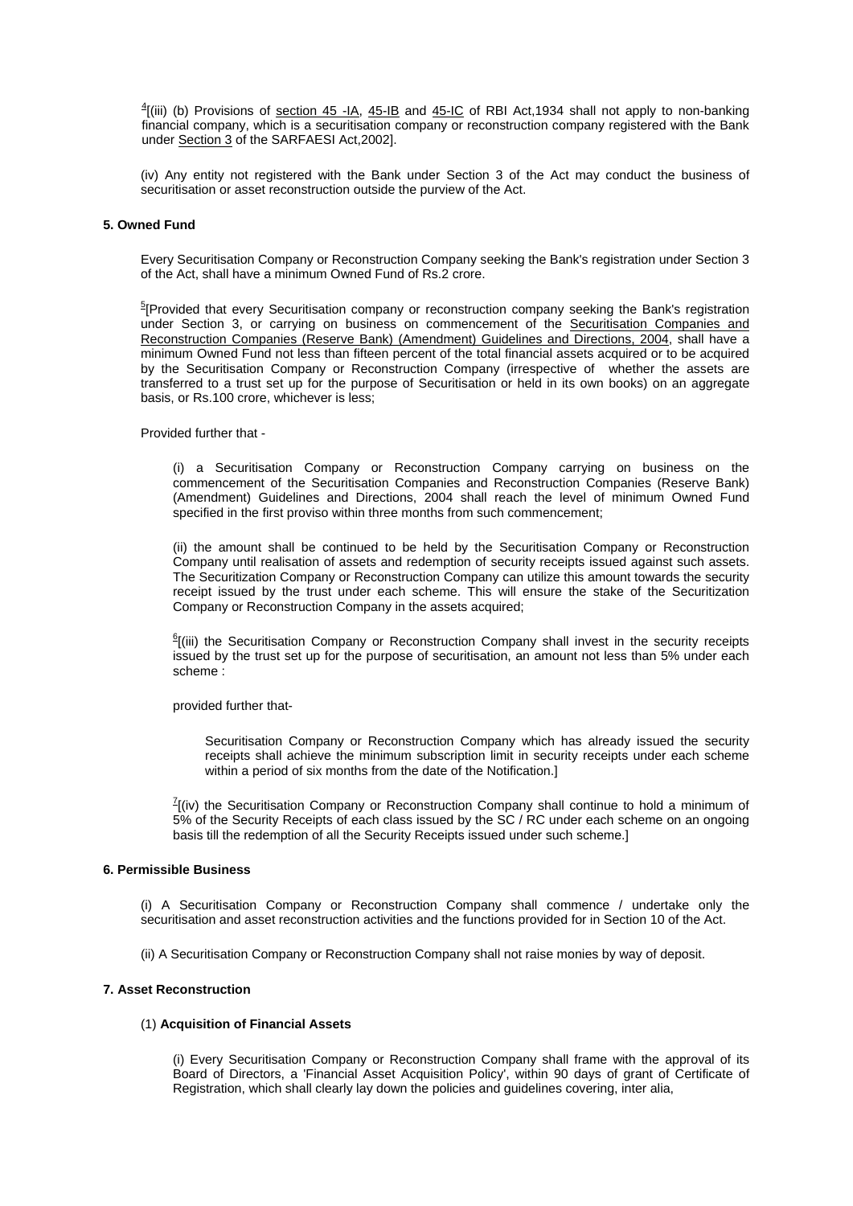[4][(iii) (b) Provisions of section 45 -IA, 45-IB and 45-IC of RBI Act,1934 shall not apply to non-banking financial company, which is a securitisation company or reconstruction company registered with the Bank under Section 3 of the SARFAESI Act,2002].

(iv) Any entity not registered with the Bank under Section 3 of the Act may conduct the business of securitisation or asset reconstruction outside the purview of the Act.

**5. Owned Fund**

Every Securitisation Company or Reconstruction Company seeking the Bank's registration under Section 3 of the Act, shall have a minimum Owned Fund of Rs.2 crore.

[5][Provided that every Securitisation company or reconstruction company seeking the Bank's registration under Section 3, or carrying on business on commencement of the Securitisation Companies and Reconstruction Companies (Reserve Bank) (Amendment) Guidelines and Directions, 2004, shall have a minimum Owned Fund not less than fifteen percent of the total financial assets acquired or to be acquired by the Securitisation Company or Reconstruction Company (irrespective of whether the assets are transferred to a trust set up for the purpose of Securitisation or held in its own books) on an aggregate basis, or Rs.100 crore, whichever is less;

Provided further that -

(i) a Securitisation Company or Reconstruction Company carrying on business on the commencement of the Securitisation Companies and Reconstruction Companies (Reserve Bank) (Amendment) Guidelines and Directions, 2004 shall reach the level of minimum Owned Fund specified in the first proviso within three months from such commencement;

(ii) the amount shall be continued to be held by the Securitisation Company or Reconstruction Company until realisation of assets and redemption of security receipts issued against such assets. The Securitization Company or Reconstruction Company can utilize this amount towards the security receipt issued by the trust under each scheme. This will ensure the stake of the Securitization Company or Reconstruction Company in the assets acquired;

[6][(iii) the Securitisation Company or Reconstruction Company shall invest in the security receipts issued by the trust set up for the purpose of securitisation, an amount not less than 5% under each scheme :

provided further that-

Securitisation Company or Reconstruction Company which has already issued the security receipts shall achieve the minimum subscription limit in security receipts under each scheme within a period of six months from the date of the Notification.]

[7][(iv) the Securitisation Company or Reconstruction Company shall continue to hold a minimum of 5% of the Security Receipts of each class issued by the SC / RC under each scheme on an ongoing basis till the redemption of all the Security Receipts issued under such scheme.]

**6. Permissible Business**

(i) A Securitisation Company or Reconstruction Company shall commence / undertake only the securitisation and asset reconstruction activities and the functions provided for in Section 10 of the Act.

(ii) A Securitisation Company or Reconstruction Company shall not raise monies by way of deposit.

**7. Asset Reconstruction**

(1) **Acquisition of Financial Assets**

(i) Every Securitisation Company or Reconstruction Company shall frame with the approval of its Board of Directors, a 'Financial Asset Acquisition Policy', within 90 days of grant of Certificate of Registration, which shall clearly lay down the policies and guidelines covering, inter alia,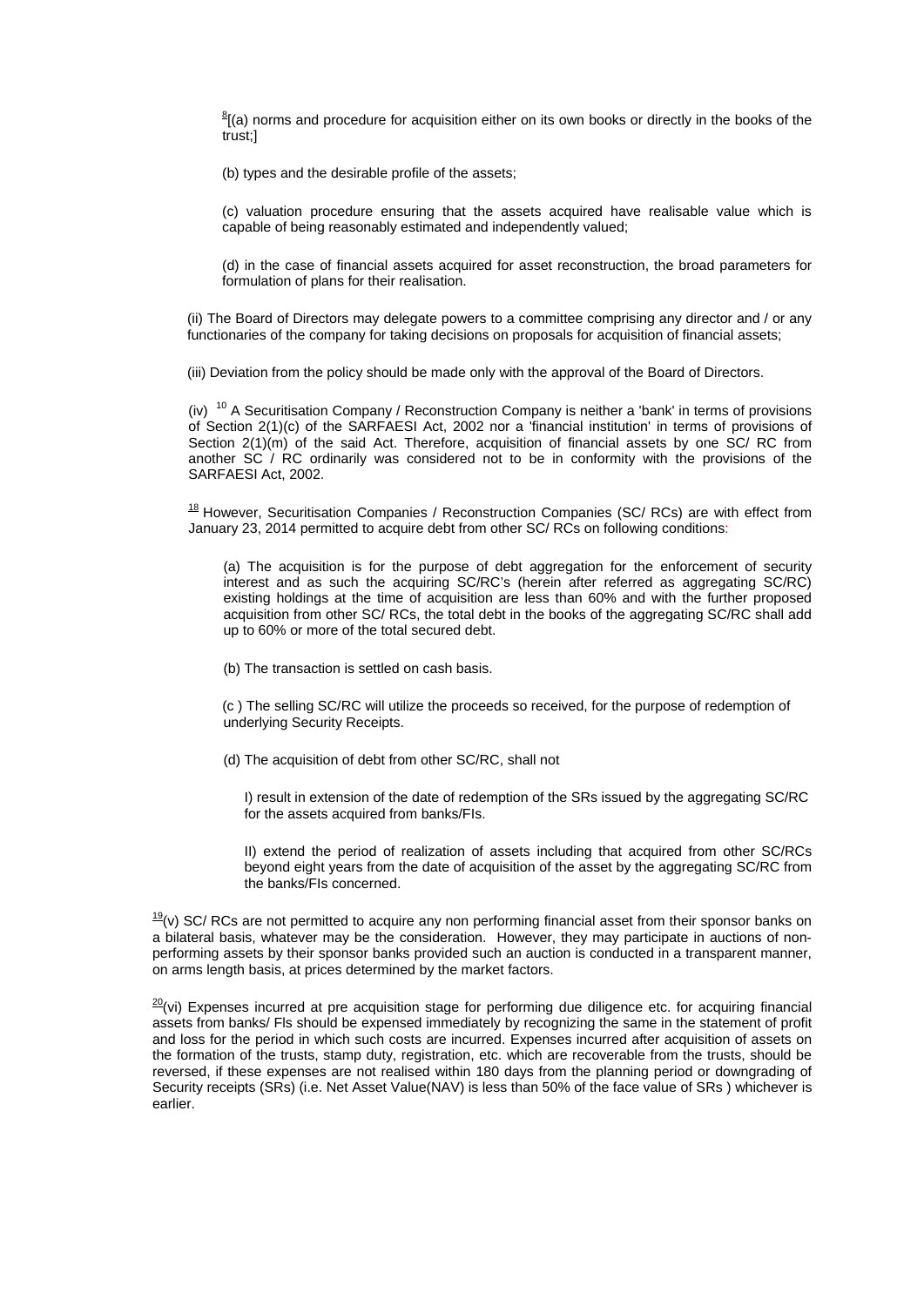[8][(a) norms and procedure for acquisition either on its own books or directly in the books of the trust;]

(b) types and the desirable profile of the assets;

(c) valuation procedure ensuring that the assets acquired have realisable value which is capable of being reasonably estimated and independently valued;

(d) in the case of financial assets acquired for asset reconstruction, the broad parameters for formulation of plans for their realisation.

(ii) The Board of Directors may delegate powers to a committee comprising any director and / or any functionaries of the company for taking decisions on proposals for acquisition of financial assets;

(iii) Deviation from the policy should be made only with the approval of the Board of Directors.

(iv) [10] A Securitisation Company / Reconstruction Company is neither a 'bank' in terms of provisions of Section 2(1)(c) of the SARFAESI Act, 2002 nor a 'financial institution' in terms of provisions of Section 2(1)(m) of the said Act. Therefore, acquisition of financial assets by one SC/ RC from another SC / RC ordinarily was considered not to be in conformity with the provisions of the SARFAESI Act, 2002.

[18] However, Securitisation Companies / Reconstruction Companies (SC/ RCs) are with effect from January 23, 2014 permitted to acquire debt from other SC/ RCs on following conditions:

(a) The acquisition is for the purpose of debt aggregation for the enforcement of security interest and as such the acquiring SC/RC's (herein after referred as aggregating SC/RC) existing holdings at the time of acquisition are less than 60% and with the further proposed acquisition from other SC/ RCs, the total debt in the books of the aggregating SC/RC shall add up to 60% or more of the total secured debt.

(b) The transaction is settled on cash basis.

(c ) The selling SC/RC will utilize the proceeds so received, for the purpose of redemption of underlying Security Receipts.

(d) The acquisition of debt from other SC/RC, shall not

I) result in extension of the date of redemption of the SRs issued by the aggregating SC/RC for the assets acquired from banks/FIs.

II) extend the period of realization of assets including that acquired from other SC/RCs beyond eight years from the date of acquisition of the asset by the aggregating SC/RC from the banks/FIs concerned.

[19](v) SC/ RCs are not permitted to acquire any non performing financial asset from their sponsor banks on a bilateral basis, whatever may be the consideration. However, they may participate in auctions of non-performing assets by their sponsor banks provided such an auction is conducted in a transparent manner, on arms length basis, at prices determined by the market factors.

[20](vi) Expenses incurred at pre acquisition stage for performing due diligence etc. for acquiring financial assets from banks/ Fls should be expensed immediately by recognizing the same in the statement of profit and loss for the period in which such costs are incurred. Expenses incurred after acquisition of assets on the formation of the trusts, stamp duty, registration, etc. which are recoverable from the trusts, should be reversed, if these expenses are not realised within 180 days from the planning period or downgrading of Security receipts (SRs) (i.e. Net Asset Value(NAV) is less than 50% of the face value of SRs ) whichever is earlier.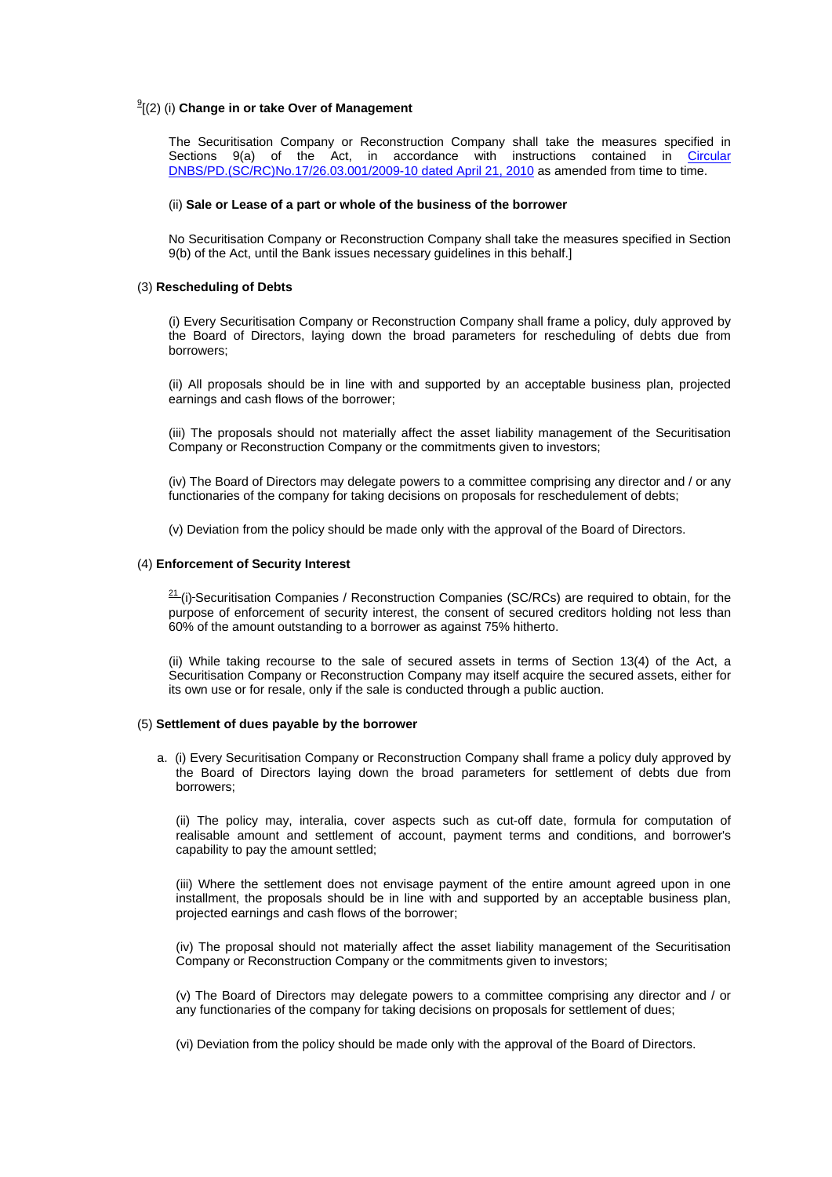[9][(2) (i) **Change in or take Over of Management**

The Securitisation Company or Reconstruction Company shall take the measures specified in Sections 9(a) of the Act, in accordance with instructions contained in Circular DNBS/PD.(SC/RC)No.17/26.03.001/2009-10 dated April 21, 2010 as amended from time to time.

(ii) **Sale or Lease of a part or whole of the business of the borrower**

No Securitisation Company or Reconstruction Company shall take the measures specified in Section 9(b) of the Act, until the Bank issues necessary guidelines in this behalf.]

(3) **Rescheduling of Debts**

(i) Every Securitisation Company or Reconstruction Company shall frame a policy, duly approved by the Board of Directors, laying down the broad parameters for rescheduling of debts due from borrowers;

(ii) All proposals should be in line with and supported by an acceptable business plan, projected earnings and cash flows of the borrower;

(iii) The proposals should not materially affect the asset liability management of the Securitisation Company or Reconstruction Company or the commitments given to investors;

(iv) The Board of Directors may delegate powers to a committee comprising any director and / or any functionaries of the company for taking decisions on proposals for reschedulement of debts;

(v) Deviation from the policy should be made only with the approval of the Board of Directors.

(4) **Enforcement of Security Interest**

[21] (i) Securitisation Companies / Reconstruction Companies (SC/RCs) are required to obtain, for the purpose of enforcement of security interest, the consent of secured creditors holding not less than 60% of the amount outstanding to a borrower as against 75% hitherto.

(ii) While taking recourse to the sale of secured assets in terms of Section 13(4) of the Act, a Securitisation Company or Reconstruction Company may itself acquire the secured assets, either for its own use or for resale, only if the sale is conducted through a public auction.

(5) **Settlement of dues payable by the borrower**

a. (i) Every Securitisation Company or Reconstruction Company shall frame a policy duly approved by the Board of Directors laying down the broad parameters for settlement of debts due from borrowers;

   (ii) The policy may, interalia, cover aspects such as cut-off date, formula for computation of realisable amount and settlement of account, payment terms and conditions, and borrower's capability to pay the amount settled;

   (iii) Where the settlement does not envisage payment of the entire amount agreed upon in one installment, the proposals should be in line with and supported by an acceptable business plan, projected earnings and cash flows of the borrower;

   (iv) The proposal should not materially affect the asset liability management of the Securitisation Company or Reconstruction Company or the commitments given to investors;

   (v) The Board of Directors may delegate powers to a committee comprising any director and / or any functionaries of the company for taking decisions on proposals for settlement of dues;

   (vi) Deviation from the policy should be made only with the approval of the Board of Directors.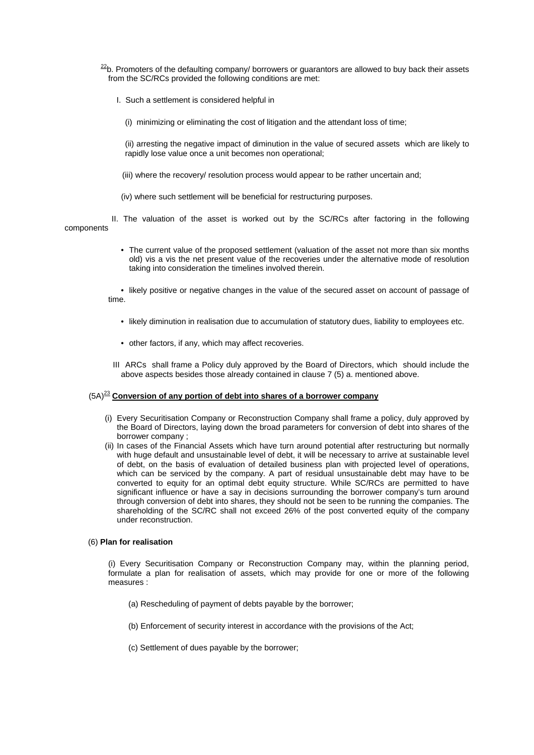[22]b. Promoters of the defaulting company/ borrowers or guarantors are allowed to buy back their assets from the SC/RCs provided the following conditions are met:

I. Such a settlement is considered helpful in

(i) minimizing or eliminating the cost of litigation and the attendant loss of time;

(ii) arresting the negative impact of diminution in the value of secured assets which are likely to rapidly lose value once a unit becomes non operational;

(iii) where the recovery/ resolution process would appear to be rather uncertain and;

(iv) where such settlement will be beneficial for restructuring purposes.

II. The valuation of the asset is worked out by the SC/RCs after factoring in the following components

- The current value of the proposed settlement (valuation of the asset not more than six months old) vis a vis the net present value of the recoveries under the alternative mode of resolution taking into consideration the timelines involved therein.
- likely positive or negative changes in the value of the secured asset on account of passage of time.
- likely diminution in realisation due to accumulation of statutory dues, liability to employees etc.
- other factors, if any, which may affect recoveries.

III ARCs shall frame a Policy duly approved by the Board of Directors, which should include the above aspects besides those already contained in clause 7 (5) a. mentioned above.

(5A)[23] **Conversion of any portion of debt into shares of a borrower company**

(i) Every Securitisation Company or Reconstruction Company shall frame a policy, duly approved by the Board of Directors, laying down the broad parameters for conversion of debt into shares of the borrower company ;

(ii) In cases of the Financial Assets which have turn around potential after restructuring but normally with huge default and unsustainable level of debt, it will be necessary to arrive at sustainable level of debt, on the basis of evaluation of detailed business plan with projected level of operations, which can be serviced by the company. A part of residual unsustainable debt may have to be converted to equity for an optimal debt equity structure. While SC/RCs are permitted to have significant influence or have a say in decisions surrounding the borrower company's turn around through conversion of debt into shares, they should not be seen to be running the companies. The shareholding of the SC/RC shall not exceed 26% of the post converted equity of the company under reconstruction.

(6) **Plan for realisation**

(i) Every Securitisation Company or Reconstruction Company may, within the planning period, formulate a plan for realisation of assets, which may provide for one or more of the following measures :

(a) Rescheduling of payment of debts payable by the borrower;

(b) Enforcement of security interest in accordance with the provisions of the Act;

(c) Settlement of dues payable by the borrower;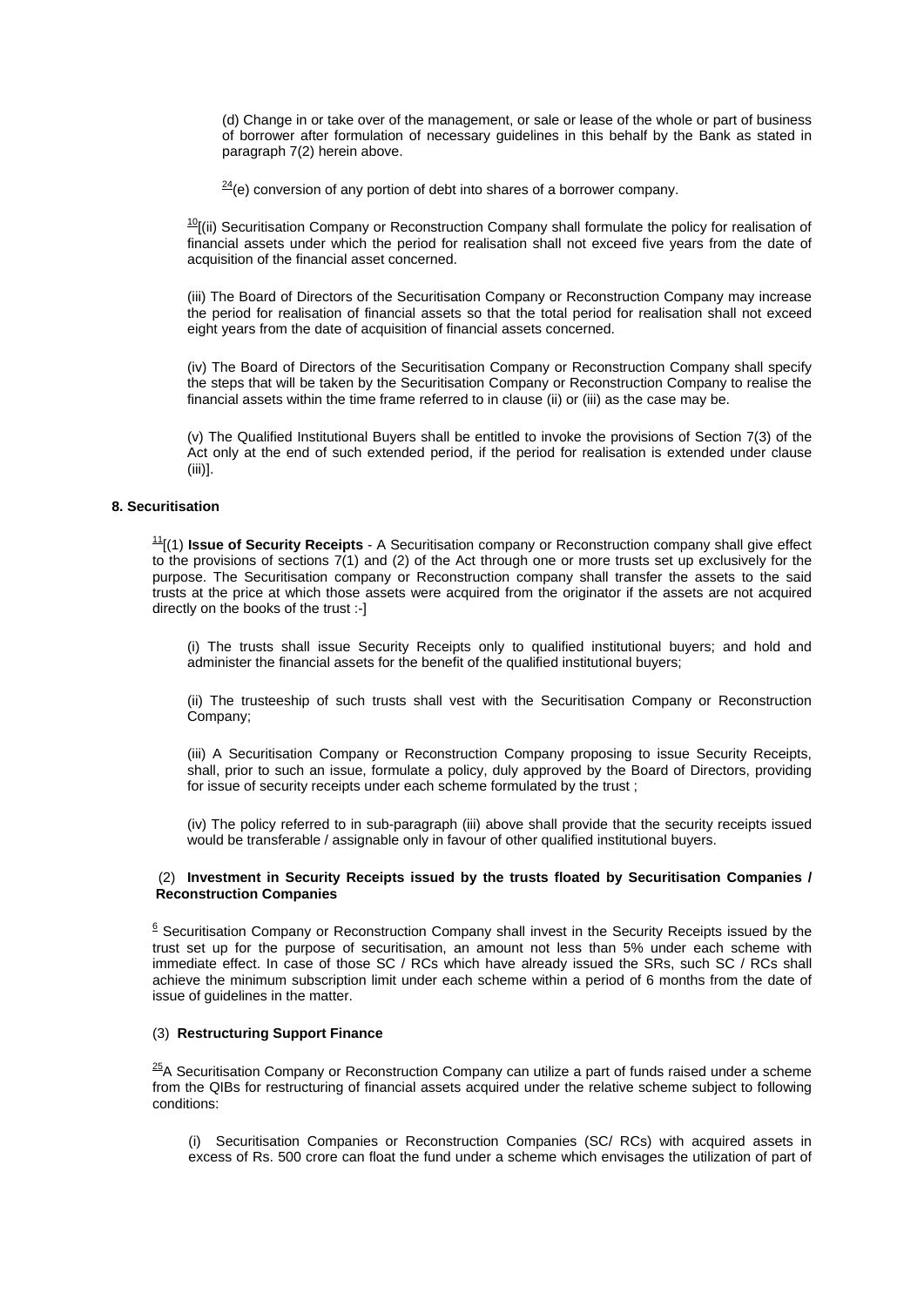(d) Change in or take over of the management, or sale or lease of the whole or part of business of borrower after formulation of necessary guidelines in this behalf by the Bank as stated in paragraph 7(2) herein above.

[24](e) conversion of any portion of debt into shares of a borrower company.

[10][(ii) Securitisation Company or Reconstruction Company shall formulate the policy for realisation of financial assets under which the period for realisation shall not exceed five years from the date of acquisition of the financial asset concerned.

(iii) The Board of Directors of the Securitisation Company or Reconstruction Company may increase the period for realisation of financial assets so that the total period for realisation shall not exceed eight years from the date of acquisition of financial assets concerned.

(iv) The Board of Directors of the Securitisation Company or Reconstruction Company shall specify the steps that will be taken by the Securitisation Company or Reconstruction Company to realise the financial assets within the time frame referred to in clause (ii) or (iii) as the case may be.

(v) The Qualified Institutional Buyers shall be entitled to invoke the provisions of Section 7(3) of the Act only at the end of such extended period, if the period for realisation is extended under clause (iii)].

**8. Securitisation**

[11][(1) **Issue of Security Receipts** - A Securitisation company or Reconstruction company shall give effect to the provisions of sections 7(1) and (2) of the Act through one or more trusts set up exclusively for the purpose. The Securitisation company or Reconstruction company shall transfer the assets to the said trusts at the price at which those assets were acquired from the originator if the assets are not acquired directly on the books of the trust :-]

(i) The trusts shall issue Security Receipts only to qualified institutional buyers; and hold and administer the financial assets for the benefit of the qualified institutional buyers;

(ii) The trusteeship of such trusts shall vest with the Securitisation Company or Reconstruction Company;

(iii) A Securitisation Company or Reconstruction Company proposing to issue Security Receipts, shall, prior to such an issue, formulate a policy, duly approved by the Board of Directors, providing for issue of security receipts under each scheme formulated by the trust ;

(iv) The policy referred to in sub-paragraph (iii) above shall provide that the security receipts issued would be transferable / assignable only in favour of other qualified institutional buyers.

(2) **Investment in Security Receipts issued by the trusts floated by Securitisation Companies / Reconstruction Companies**

[6] Securitisation Company or Reconstruction Company shall invest in the Security Receipts issued by the trust set up for the purpose of securitisation, an amount not less than 5% under each scheme with immediate effect. In case of those SC / RCs which have already issued the SRs, such SC / RCs shall achieve the minimum subscription limit under each scheme within a period of 6 months from the date of issue of guidelines in the matter.

(3) **Restructuring Support Finance**

[25]A Securitisation Company or Reconstruction Company can utilize a part of funds raised under a scheme from the QIBs for restructuring of financial assets acquired under the relative scheme subject to following conditions:

(i) Securitisation Companies or Reconstruction Companies (SC/ RCs) with acquired assets in excess of Rs. 500 crore can float the fund under a scheme which envisages the utilization of part of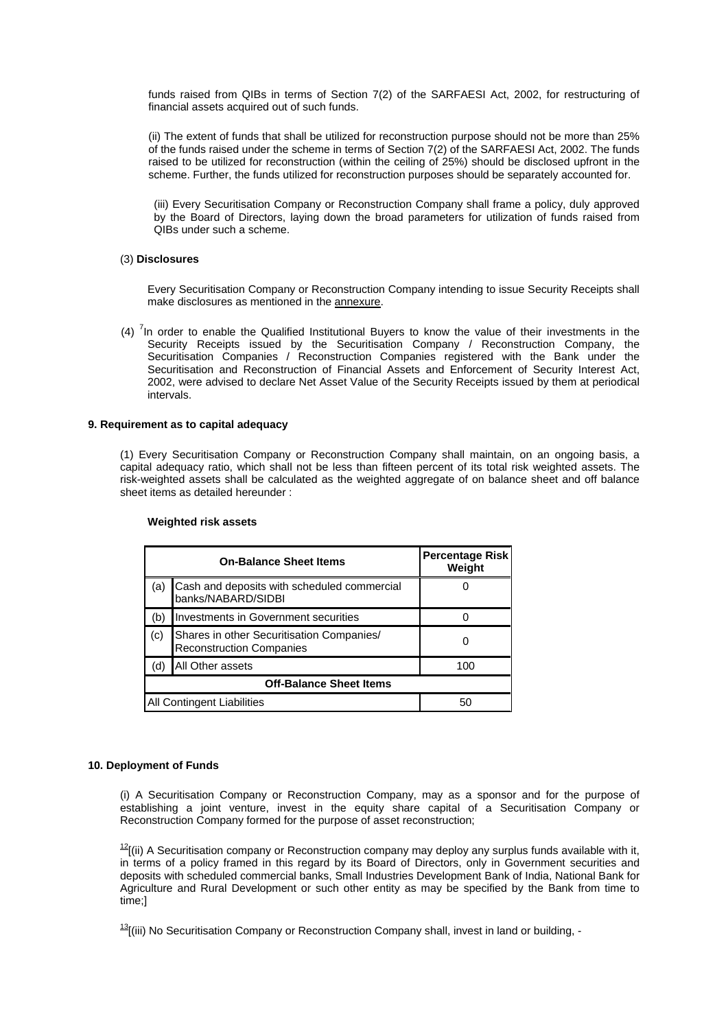funds raised from QIBs in terms of Section 7(2) of the SARFAESI Act, 2002, for restructuring of financial assets acquired out of such funds.

(ii) The extent of funds that shall be utilized for reconstruction purpose should not be more than 25% of the funds raised under the scheme in terms of Section 7(2) of the SARFAESI Act, 2002. The funds raised to be utilized for reconstruction (within the ceiling of 25%) should be disclosed upfront in the scheme. Further, the funds utilized for reconstruction purposes should be separately accounted for.

(iii) Every Securitisation Company or Reconstruction Company shall frame a policy, duly approved by the Board of Directors, laying down the broad parameters for utilization of funds raised from QIBs under such a scheme.

(3) **Disclosures**

Every Securitisation Company or Reconstruction Company intending to issue Security Receipts shall make disclosures as mentioned in the annexure.

(4) [7]In order to enable the Qualified Institutional Buyers to know the value of their investments in the Security Receipts issued by the Securitisation Company / Reconstruction Company, the Securitisation Companies / Reconstruction Companies registered with the Bank under the Securitisation and Reconstruction of Financial Assets and Enforcement of Security Interest Act, 2002, were advised to declare Net Asset Value of the Security Receipts issued by them at periodical intervals.

**9. Requirement as to capital adequacy**

(1) Every Securitisation Company or Reconstruction Company shall maintain, on an ongoing basis, a capital adequacy ratio, which shall not be less than fifteen percent of its total risk weighted assets. The risk-weighted assets shall be calculated as the weighted aggregate of on balance sheet and off balance sheet items as detailed hereunder :

**Weighted risk assets**

| On-Balance Sheet Items | | Percentage Risk Weight |
|---|---|---|
| (a) | Cash and deposits with scheduled commercial banks/NABARD/SIDBI | 0 |
| (b) | Investments in Government securities | 0 |
| (c) | Shares in other Securitisation Companies/ Reconstruction Companies | 0 |
| (d) | All Other assets | 100 |
| **Off-Balance Sheet Items** | | |
| All Contingent Liabilities | | 50 |

**10. Deployment of Funds**

(i) A Securitisation Company or Reconstruction Company, may as a sponsor and for the purpose of establishing a joint venture, invest in the equity share capital of a Securitisation Company or Reconstruction Company formed for the purpose of asset reconstruction;

[12][(ii) A Securitisation company or Reconstruction company may deploy any surplus funds available with it, in terms of a policy framed in this regard by its Board of Directors, only in Government securities and deposits with scheduled commercial banks, Small Industries Development Bank of India, National Bank for Agriculture and Rural Development or such other entity as may be specified by the Bank from time to time;]

[13][(iii) No Securitisation Company or Reconstruction Company shall, invest in land or building, -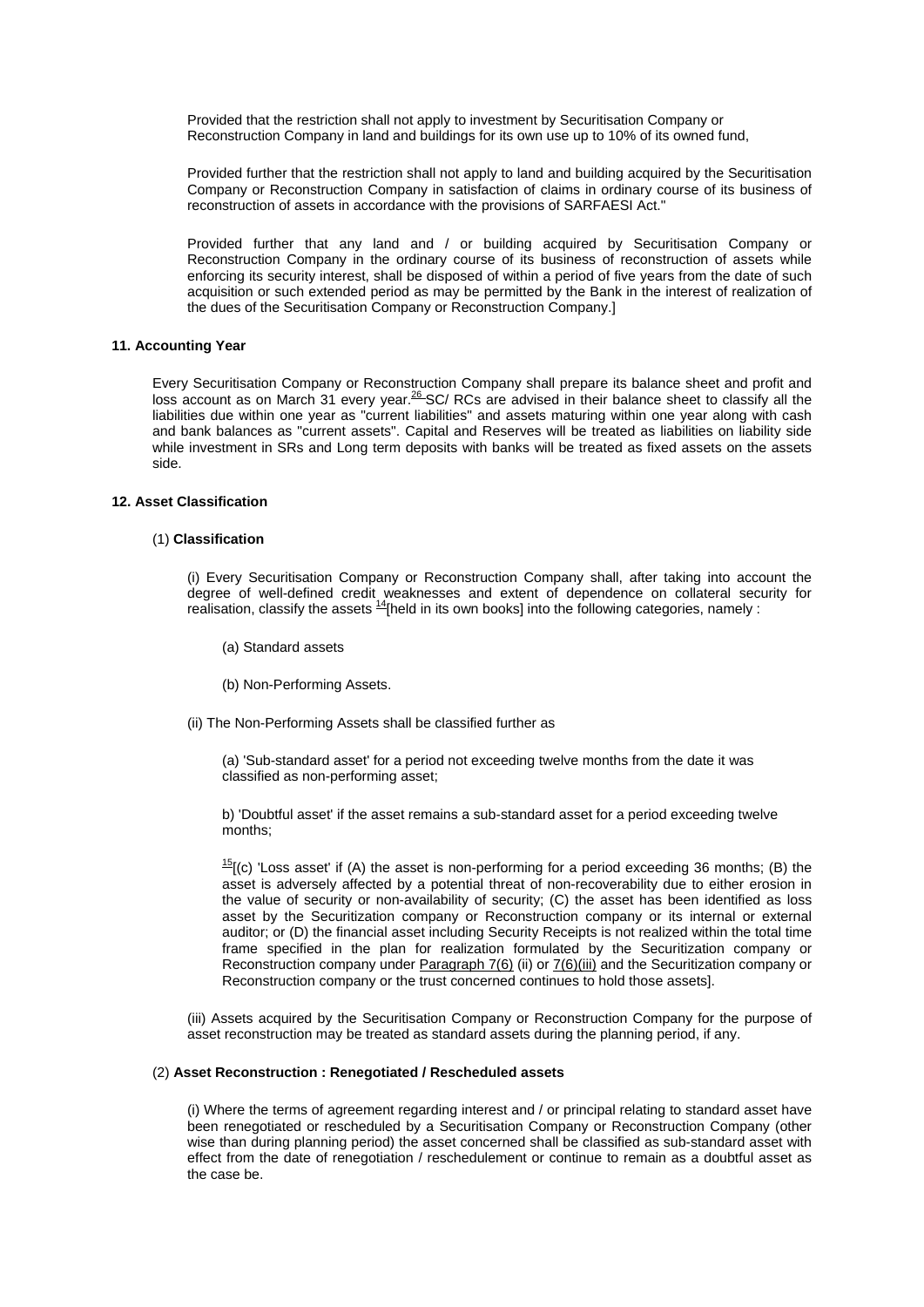Provided that the restriction shall not apply to investment by Securitisation Company or Reconstruction Company in land and buildings for its own use up to 10% of its owned fund,

Provided further that the restriction shall not apply to land and building acquired by the Securitisation Company or Reconstruction Company in satisfaction of claims in ordinary course of its business of reconstruction of assets in accordance with the provisions of SARFAESI Act."

Provided further that any land and / or building acquired by Securitisation Company or Reconstruction Company in the ordinary course of its business of reconstruction of assets while enforcing its security interest, shall be disposed of within a period of five years from the date of such acquisition or such extended period as may be permitted by the Bank in the interest of realization of the dues of the Securitisation Company or Reconstruction Company.]

**11. Accounting Year**

Every Securitisation Company or Reconstruction Company shall prepare its balance sheet and profit and loss account as on March 31 every year.[26] SC/ RCs are advised in their balance sheet to classify all the liabilities due within one year as "current liabilities" and assets maturing within one year along with cash and bank balances as "current assets". Capital and Reserves will be treated as liabilities on liability side while investment in SRs and Long term deposits with banks will be treated as fixed assets on the assets side.

**12. Asset Classification**

(1) **Classification**

(i) Every Securitisation Company or Reconstruction Company shall, after taking into account the degree of well-defined credit weaknesses and extent of dependence on collateral security for realisation, classify the assets [14][held in its own books] into the following categories, namely :

(a) Standard assets

(b) Non-Performing Assets.

(ii) The Non-Performing Assets shall be classified further as

(a) 'Sub-standard asset' for a period not exceeding twelve months from the date it was classified as non-performing asset;

b) 'Doubtful asset' if the asset remains a sub-standard asset for a period exceeding twelve months;

[15][(c) 'Loss asset' if (A) the asset is non-performing for a period exceeding 36 months; (B) the asset is adversely affected by a potential threat of non-recoverability due to either erosion in the value of security or non-availability of security; (C) the asset has been identified as loss asset by the Securitization company or Reconstruction company or its internal or external auditor; or (D) the financial asset including Security Receipts is not realized within the total time frame specified in the plan for realization formulated by the Securitization company or Reconstruction company under Paragraph 7(6) (ii) or 7(6)(iii) and the Securitization company or Reconstruction company or the trust concerned continues to hold those assets].

(iii) Assets acquired by the Securitisation Company or Reconstruction Company for the purpose of asset reconstruction may be treated as standard assets during the planning period, if any.

(2) **Asset Reconstruction : Renegotiated / Rescheduled assets**

(i) Where the terms of agreement regarding interest and / or principal relating to standard asset have been renegotiated or rescheduled by a Securitisation Company or Reconstruction Company (other wise than during planning period) the asset concerned shall be classified as sub-standard asset with effect from the date of renegotiation / reschedulement or continue to remain as a doubtful asset as the case be.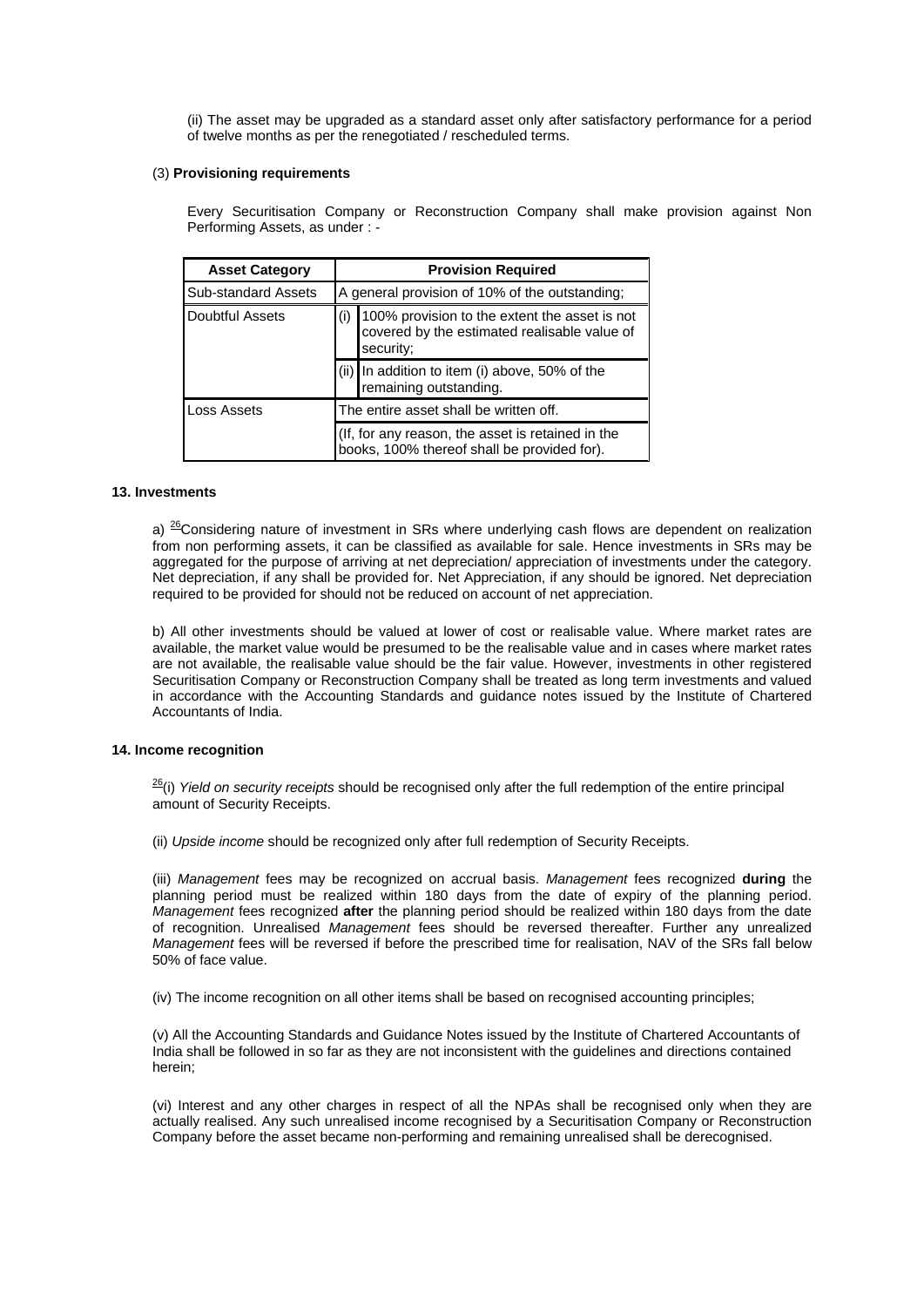(ii) The asset may be upgraded as a standard asset only after satisfactory performance for a period of twelve months as per the renegotiated / rescheduled terms.

(3) **Provisioning requirements**

Every Securitisation Company or Reconstruction Company shall make provision against Non Performing Assets, as under : -

| Asset Category | Provision Required | |
|---|---|---|
| Sub-standard Assets | A general provision of 10% of the outstanding; | |
| Doubtful Assets | (i) | 100% provision to the extent the asset is not covered by the estimated realisable value of security; |
| | (ii) | In addition to item (i) above, 50% of the remaining outstanding. |
| Loss Assets | The entire asset shall be written off. | |
| | (If, for any reason, the asset is retained in the books, 100% thereof shall be provided for). | |

**13. Investments**

a) [26]Considering nature of investment in SRs where underlying cash flows are dependent on realization from non performing assets, it can be classified as available for sale. Hence investments in SRs may be aggregated for the purpose of arriving at net depreciation/ appreciation of investments under the category. Net depreciation, if any shall be provided for. Net Appreciation, if any should be ignored. Net depreciation required to be provided for should not be reduced on account of net appreciation.

b) All other investments should be valued at lower of cost or realisable value. Where market rates are available, the market value would be presumed to be the realisable value and in cases where market rates are not available, the realisable value should be the fair value. However, investments in other registered Securitisation Company or Reconstruction Company shall be treated as long term investments and valued in accordance with the Accounting Standards and guidance notes issued by the Institute of Chartered Accountants of India.

**14. Income recognition**

[26](i) *Yield on security receipts* should be recognised only after the full redemption of the entire principal amount of Security Receipts.

(ii) *Upside income* should be recognized only after full redemption of Security Receipts.

(iii) *Management* fees may be recognized on accrual basis. *Management* fees recognized **during** the planning period must be realized within 180 days from the date of expiry of the planning period. *Management* fees recognized **after** the planning period should be realized within 180 days from the date of recognition. Unrealised *Management* fees should be reversed thereafter. Further any unrealized *Management* fees will be reversed if before the prescribed time for realisation, NAV of the SRs fall below 50% of face value.

(iv) The income recognition on all other items shall be based on recognised accounting principles;

(v) All the Accounting Standards and Guidance Notes issued by the Institute of Chartered Accountants of India shall be followed in so far as they are not inconsistent with the guidelines and directions contained herein;

(vi) Interest and any other charges in respect of all the NPAs shall be recognised only when they are actually realised. Any such unrealised income recognised by a Securitisation Company or Reconstruction Company before the asset became non-performing and remaining unrealised shall be derecognised.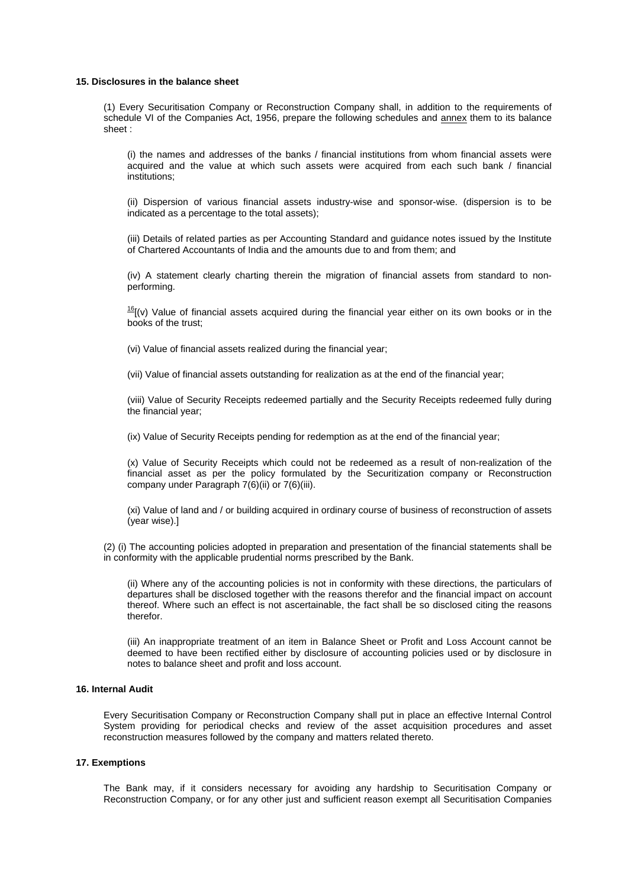**15. Disclosures in the balance sheet**

(1) Every Securitisation Company or Reconstruction Company shall, in addition to the requirements of schedule VI of the Companies Act, 1956, prepare the following schedules and annex them to its balance sheet :

(i) the names and addresses of the banks / financial institutions from whom financial assets were acquired and the value at which such assets were acquired from each such bank / financial institutions;

(ii) Dispersion of various financial assets industry-wise and sponsor-wise. (dispersion is to be indicated as a percentage to the total assets);

(iii) Details of related parties as per Accounting Standard and guidance notes issued by the Institute of Chartered Accountants of India and the amounts due to and from them; and

(iv) A statement clearly charting therein the migration of financial assets from standard to non-performing.

[16][(v) Value of financial assets acquired during the financial year either on its own books or in the books of the trust;

(vi) Value of financial assets realized during the financial year;

(vii) Value of financial assets outstanding for realization as at the end of the financial year;

(viii) Value of Security Receipts redeemed partially and the Security Receipts redeemed fully during the financial year;

(ix) Value of Security Receipts pending for redemption as at the end of the financial year;

(x) Value of Security Receipts which could not be redeemed as a result of non-realization of the financial asset as per the policy formulated by the Securitization company or Reconstruction company under Paragraph 7(6)(ii) or 7(6)(iii).

(xi) Value of land and / or building acquired in ordinary course of business of reconstruction of assets (year wise).]

(2) (i) The accounting policies adopted in preparation and presentation of the financial statements shall be in conformity with the applicable prudential norms prescribed by the Bank.

(ii) Where any of the accounting policies is not in conformity with these directions, the particulars of departures shall be disclosed together with the reasons therefor and the financial impact on account thereof. Where such an effect is not ascertainable, the fact shall be so disclosed citing the reasons therefor.

(iii) An inappropriate treatment of an item in Balance Sheet or Profit and Loss Account cannot be deemed to have been rectified either by disclosure of accounting policies used or by disclosure in notes to balance sheet and profit and loss account.

**16. Internal Audit**

Every Securitisation Company or Reconstruction Company shall put in place an effective Internal Control System providing for periodical checks and review of the asset acquisition procedures and asset reconstruction measures followed by the company and matters related thereto.

**17. Exemptions**

The Bank may, if it considers necessary for avoiding any hardship to Securitisation Company or Reconstruction Company, or for any other just and sufficient reason exempt all Securitisation Companies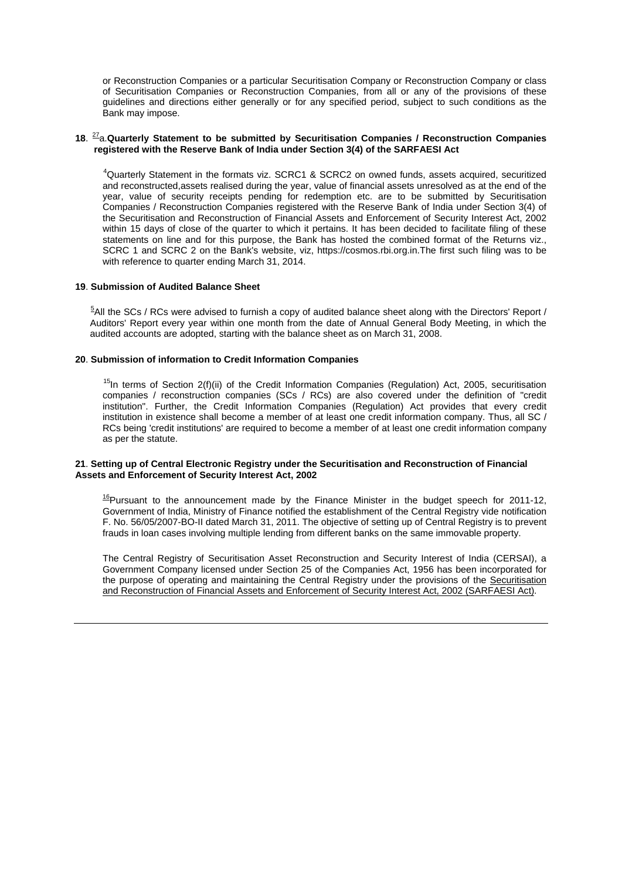or Reconstruction Companies or a particular Securitisation Company or Reconstruction Company or class of Securitisation Companies or Reconstruction Companies, from all or any of the provisions of these guidelines and directions either generally or for any specified period, subject to such conditions as the Bank may impose.

**18**. [27]a.**Quarterly Statement to be submitted by Securitisation Companies / Reconstruction Companies registered with the Reserve Bank of India under Section 3(4) of the SARFAESI Act**

[4]Quarterly Statement in the formats viz. SCRC1 & SCRC2 on owned funds, assets acquired, securitized and reconstructed,assets realised during the year, value of financial assets unresolved as at the end of the year, value of security receipts pending for redemption etc. are to be submitted by Securitisation Companies / Reconstruction Companies registered with the Reserve Bank of India under Section 3(4) of the Securitisation and Reconstruction of Financial Assets and Enforcement of Security Interest Act, 2002 within 15 days of close of the quarter to which it pertains. It has been decided to facilitate filing of these statements on line and for this purpose, the Bank has hosted the combined format of the Returns viz., SCRC 1 and SCRC 2 on the Bank's website, viz, https://cosmos.rbi.org.in.The first such filing was to be with reference to quarter ending March 31, 2014.

**19**. **Submission of Audited Balance Sheet**

[5]All the SCs / RCs were advised to furnish a copy of audited balance sheet along with the Directors' Report / Auditors' Report every year within one month from the date of Annual General Body Meeting, in which the audited accounts are adopted, starting with the balance sheet as on March 31, 2008.

**20**. **Submission of information to Credit Information Companies**

[15]In terms of Section 2(f)(ii) of the Credit Information Companies (Regulation) Act, 2005, securitisation companies / reconstruction companies (SCs / RCs) are also covered under the definition of "credit institution". Further, the Credit Information Companies (Regulation) Act provides that every credit institution in existence shall become a member of at least one credit information company. Thus, all SC / RCs being 'credit institutions' are required to become a member of at least one credit information company as per the statute.

**21**. **Setting up of Central Electronic Registry under the Securitisation and Reconstruction of Financial Assets and Enforcement of Security Interest Act, 2002**

[16]Pursuant to the announcement made by the Finance Minister in the budget speech for 2011-12, Government of India, Ministry of Finance notified the establishment of the Central Registry vide notification F. No. 56/05/2007-BO-II dated March 31, 2011. The objective of setting up of Central Registry is to prevent frauds in loan cases involving multiple lending from different banks on the same immovable property.

The Central Registry of Securitisation Asset Reconstruction and Security Interest of India (CERSAI), a Government Company licensed under Section 25 of the Companies Act, 1956 has been incorporated for the purpose of operating and maintaining the Central Registry under the provisions of the Securitisation and Reconstruction of Financial Assets and Enforcement of Security Interest Act, 2002 (SARFAESI Act).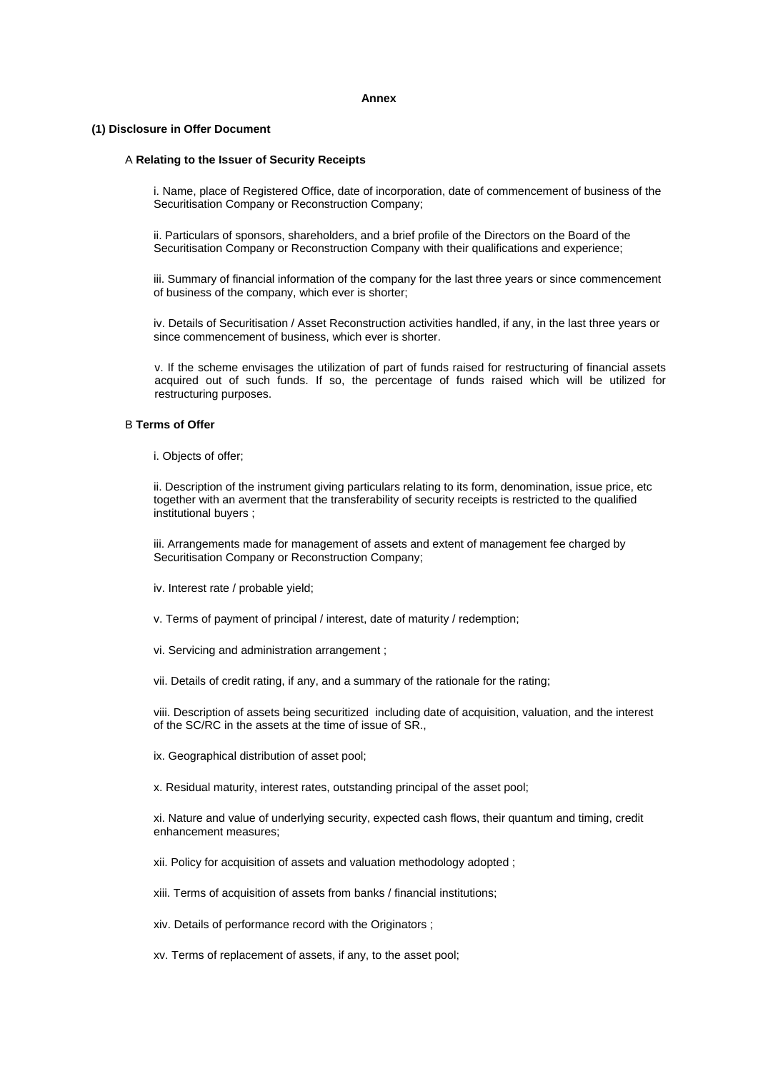**Annex**

**(1) Disclosure in Offer Document**

A **Relating to the Issuer of Security Receipts**

i. Name, place of Registered Office, date of incorporation, date of commencement of business of the Securitisation Company or Reconstruction Company;

ii. Particulars of sponsors, shareholders, and a brief profile of the Directors on the Board of the Securitisation Company or Reconstruction Company with their qualifications and experience;

iii. Summary of financial information of the company for the last three years or since commencement of business of the company, which ever is shorter;

iv. Details of Securitisation / Asset Reconstruction activities handled, if any, in the last three years or since commencement of business, which ever is shorter.

v. If the scheme envisages the utilization of part of funds raised for restructuring of financial assets acquired out of such funds. If so, the percentage of funds raised which will be utilized for restructuring purposes.

B **Terms of Offer**

i. Objects of offer;

ii. Description of the instrument giving particulars relating to its form, denomination, issue price, etc together with an averment that the transferability of security receipts is restricted to the qualified institutional buyers ;

iii. Arrangements made for management of assets and extent of management fee charged by Securitisation Company or Reconstruction Company;

iv. Interest rate / probable yield;

v. Terms of payment of principal / interest, date of maturity / redemption;

vi. Servicing and administration arrangement ;

vii. Details of credit rating, if any, and a summary of the rationale for the rating;

viii. Description of assets being securitized including date of acquisition, valuation, and the interest of the SC/RC in the assets at the time of issue of SR.,

ix. Geographical distribution of asset pool;

x. Residual maturity, interest rates, outstanding principal of the asset pool;

xi. Nature and value of underlying security, expected cash flows, their quantum and timing, credit enhancement measures;

xii. Policy for acquisition of assets and valuation methodology adopted ;

xiii. Terms of acquisition of assets from banks / financial institutions;

xiv. Details of performance record with the Originators ;

xv. Terms of replacement of assets, if any, to the asset pool;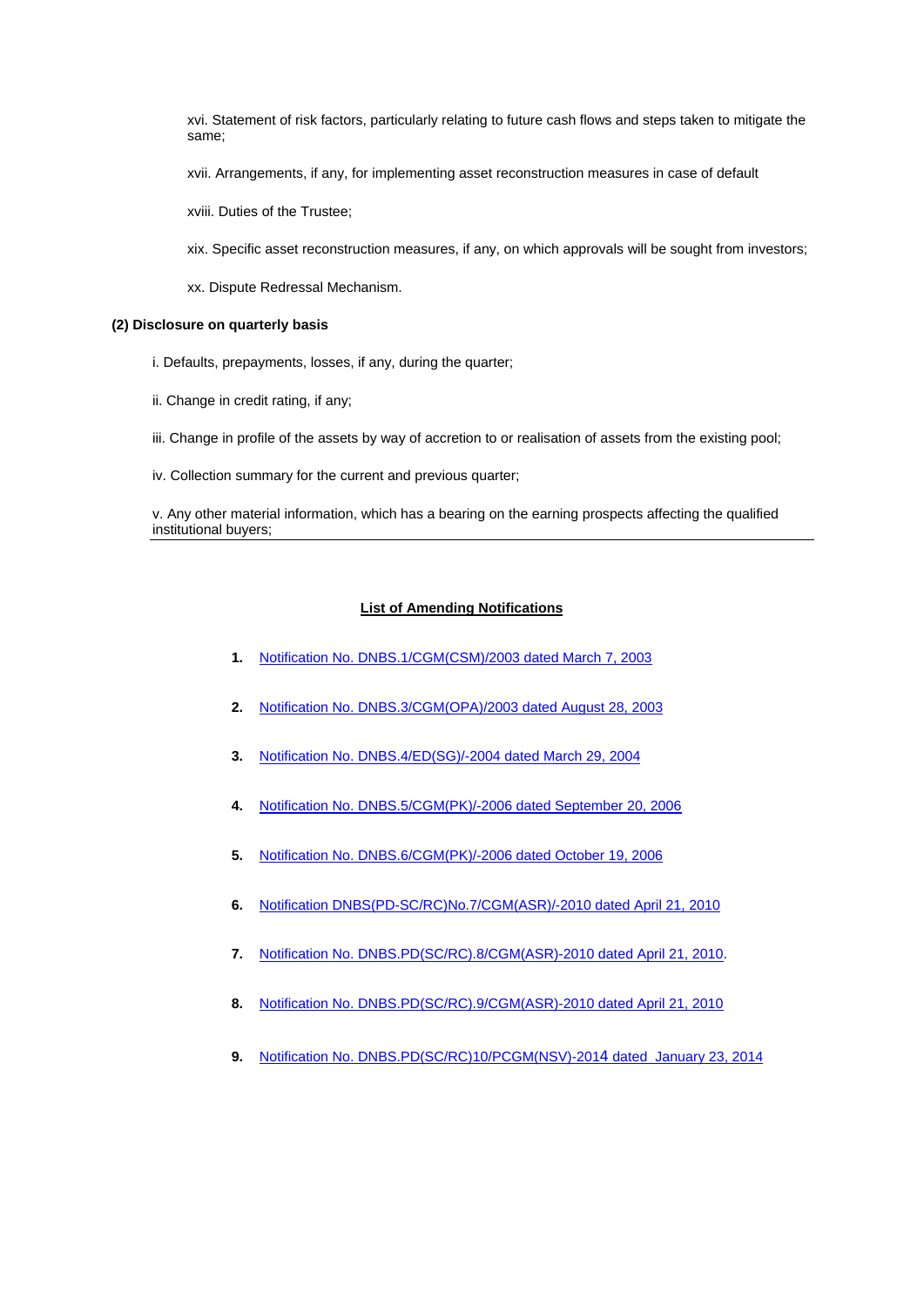xvi. Statement of risk factors, particularly relating to future cash flows and steps taken to mitigate the same;

xvii. Arrangements, if any, for implementing asset reconstruction measures in case of default

xviii. Duties of the Trustee;

xix. Specific asset reconstruction measures, if any, on which approvals will be sought from investors;

xx. Dispute Redressal Mechanism.

**(2) Disclosure on quarterly basis**

i. Defaults, prepayments, losses, if any, during the quarter;

ii. Change in credit rating, if any;

iii. Change in profile of the assets by way of accretion to or realisation of assets from the existing pool;

iv. Collection summary for the current and previous quarter;

v. Any other material information, which has a bearing on the earning prospects affecting the qualified institutional buyers;

---

**List of Amending Notifications**

1. Notification No. DNBS.1/CGM(CSM)/2003 dated March 7, 2003
2. Notification No. DNBS.3/CGM(OPA)/2003 dated August 28, 2003
3. Notification No. DNBS.4/ED(SG)/-2004 dated March 29, 2004
4. Notification No. DNBS.5/CGM(PK)/-2006 dated September 20, 2006
5. Notification No. DNBS.6/CGM(PK)/-2006 dated October 19, 2006
6. Notification DNBS(PD-SC/RC)No.7/CGM(ASR)/-2010 dated April 21, 2010
7. Notification No. DNBS.PD(SC/RC).8/CGM(ASR)-2010 dated April 21, 2010.
8. Notification No. DNBS.PD(SC/RC).9/CGM(ASR)-2010 dated April 21, 2010
9. Notification No. DNBS.PD(SC/RC)10/PCGM(NSV)-2014 dated January 23, 2014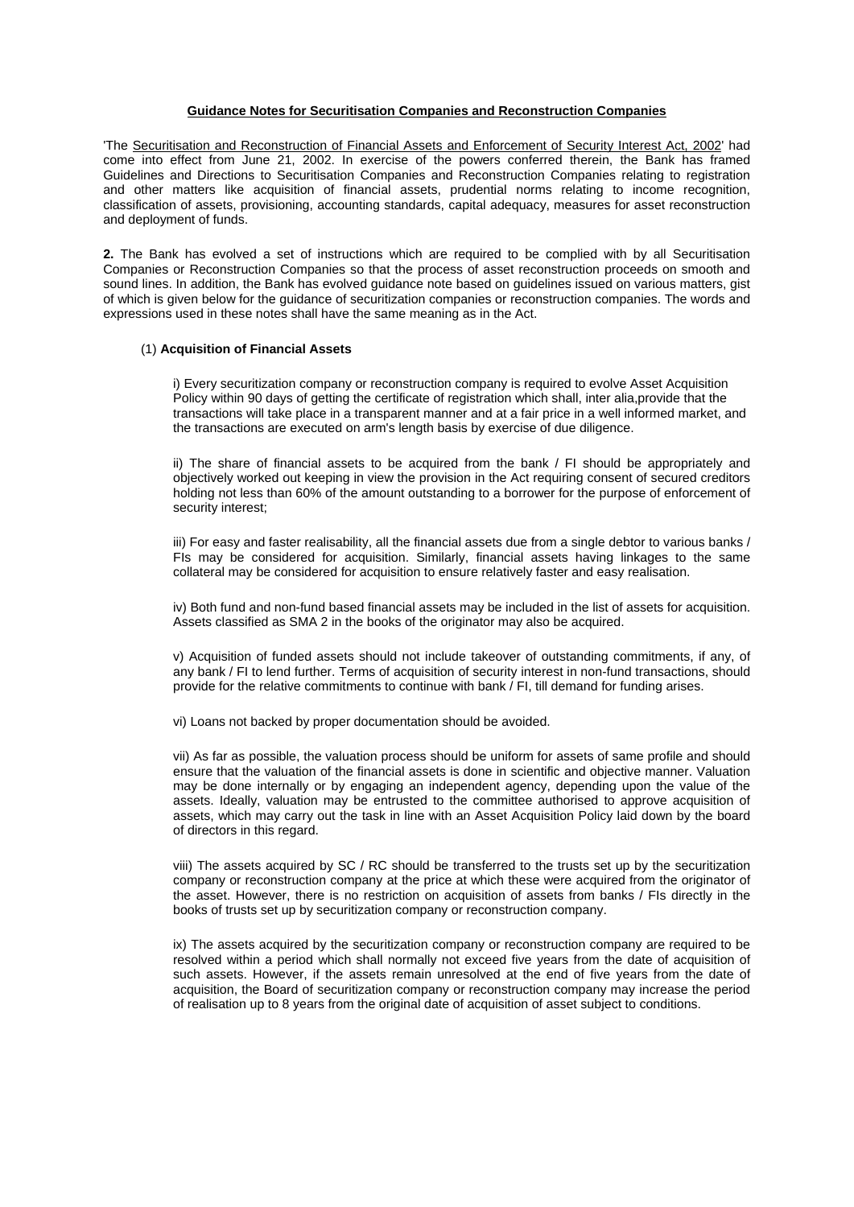## Guidance Notes for Securitisation Companies and Reconstruction Companies

'The Securitisation and Reconstruction of Financial Assets and Enforcement of Security Interest Act, 2002' had come into effect from June 21, 2002. In exercise of the powers conferred therein, the Bank has framed Guidelines and Directions to Securitisation Companies and Reconstruction Companies relating to registration and other matters like acquisition of financial assets, prudential norms relating to income recognition, classification of assets, provisioning, accounting standards, capital adequacy, measures for asset reconstruction and deployment of funds.

**2.** The Bank has evolved a set of instructions which are required to be complied with by all Securitisation Companies or Reconstruction Companies so that the process of asset reconstruction proceeds on smooth and sound lines. In addition, the Bank has evolved guidance note based on guidelines issued on various matters, gist of which is given below for the guidance of securitization companies or reconstruction companies. The words and expressions used in these notes shall have the same meaning as in the Act.

(1) **Acquisition of Financial Assets**

i) Every securitization company or reconstruction company is required to evolve Asset Acquisition Policy within 90 days of getting the certificate of registration which shall, inter alia,provide that the transactions will take place in a transparent manner and at a fair price in a well informed market, and the transactions are executed on arm's length basis by exercise of due diligence.

ii) The share of financial assets to be acquired from the bank / FI should be appropriately and objectively worked out keeping in view the provision in the Act requiring consent of secured creditors holding not less than 60% of the amount outstanding to a borrower for the purpose of enforcement of security interest;

iii) For easy and faster realisability, all the financial assets due from a single debtor to various banks / FIs may be considered for acquisition. Similarly, financial assets having linkages to the same collateral may be considered for acquisition to ensure relatively faster and easy realisation.

iv) Both fund and non-fund based financial assets may be included in the list of assets for acquisition. Assets classified as SMA 2 in the books of the originator may also be acquired.

v) Acquisition of funded assets should not include takeover of outstanding commitments, if any, of any bank / FI to lend further. Terms of acquisition of security interest in non-fund transactions, should provide for the relative commitments to continue with bank / FI, till demand for funding arises.

vi) Loans not backed by proper documentation should be avoided.

vii) As far as possible, the valuation process should be uniform for assets of same profile and should ensure that the valuation of the financial assets is done in scientific and objective manner. Valuation may be done internally or by engaging an independent agency, depending upon the value of the assets. Ideally, valuation may be entrusted to the committee authorised to approve acquisition of assets, which may carry out the task in line with an Asset Acquisition Policy laid down by the board of directors in this regard.

viii) The assets acquired by SC / RC should be transferred to the trusts set up by the securitization company or reconstruction company at the price at which these were acquired from the originator of the asset. However, there is no restriction on acquisition of assets from banks / FIs directly in the books of trusts set up by securitization company or reconstruction company.

ix) The assets acquired by the securitization company or reconstruction company are required to be resolved within a period which shall normally not exceed five years from the date of acquisition of such assets. However, if the assets remain unresolved at the end of five years from the date of acquisition, the Board of securitization company or reconstruction company may increase the period of realisation up to 8 years from the original date of acquisition of asset subject to conditions.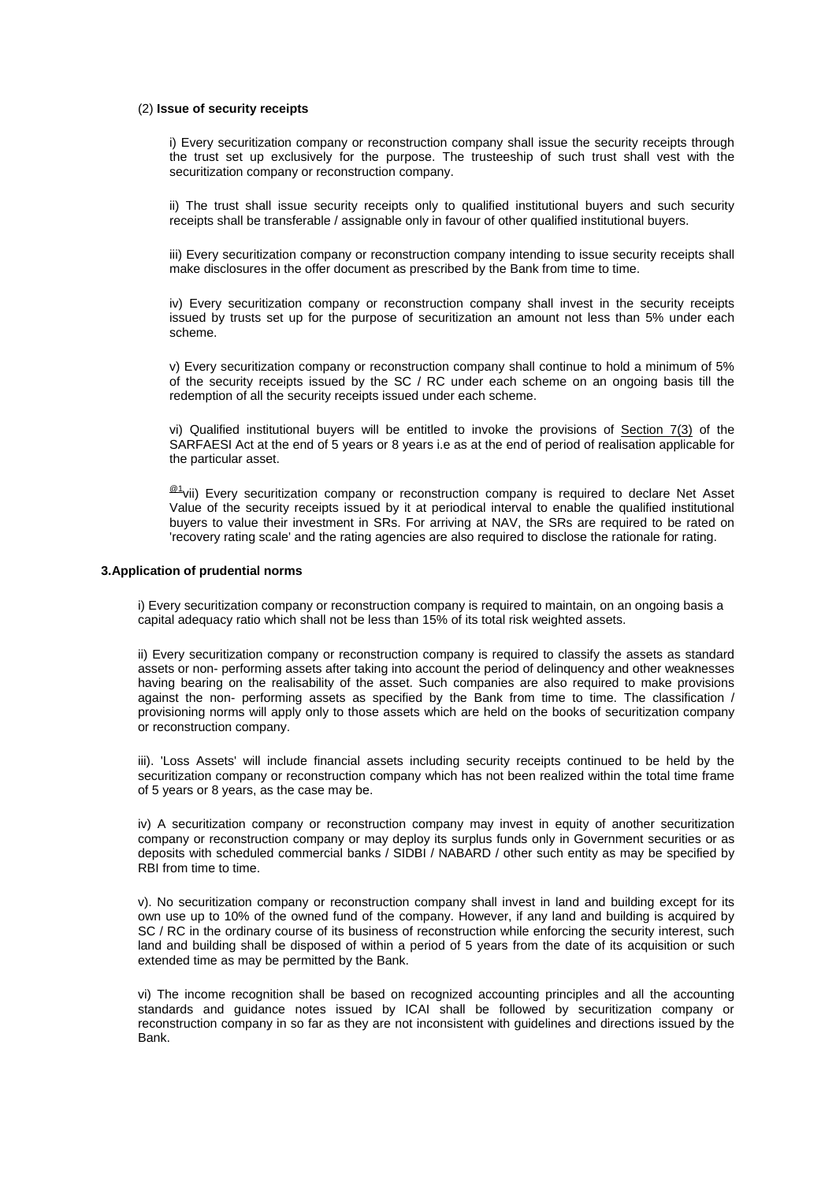(2) **Issue of security receipts**

i) Every securitization company or reconstruction company shall issue the security receipts through the trust set up exclusively for the purpose. The trusteeship of such trust shall vest with the securitization company or reconstruction company.

ii) The trust shall issue security receipts only to qualified institutional buyers and such security receipts shall be transferable / assignable only in favour of other qualified institutional buyers.

iii) Every securitization company or reconstruction company intending to issue security receipts shall make disclosures in the offer document as prescribed by the Bank from time to time.

iv) Every securitization company or reconstruction company shall invest in the security receipts issued by trusts set up for the purpose of securitization an amount not less than 5% under each scheme.

v) Every securitization company or reconstruction company shall continue to hold a minimum of 5% of the security receipts issued by the SC / RC under each scheme on an ongoing basis till the redemption of all the security receipts issued under each scheme.

vi) Qualified institutional buyers will be entitled to invoke the provisions of Section 7(3) of the SARFAESI Act at the end of 5 years or 8 years i.e as at the end of period of realisation applicable for the particular asset.

[@1]vii) Every securitization company or reconstruction company is required to declare Net Asset Value of the security receipts issued by it at periodical interval to enable the qualified institutional buyers to value their investment in SRs. For arriving at NAV, the SRs are required to be rated on 'recovery rating scale' and the rating agencies are also required to disclose the rationale for rating.

**3.Application of prudential norms**

i) Every securitization company or reconstruction company is required to maintain, on an ongoing basis a capital adequacy ratio which shall not be less than 15% of its total risk weighted assets.

ii) Every securitization company or reconstruction company is required to classify the assets as standard assets or non- performing assets after taking into account the period of delinquency and other weaknesses having bearing on the realisability of the asset. Such companies are also required to make provisions against the non- performing assets as specified by the Bank from time to time. The classification / provisioning norms will apply only to those assets which are held on the books of securitization company or reconstruction company.

iii). 'Loss Assets' will include financial assets including security receipts continued to be held by the securitization company or reconstruction company which has not been realized within the total time frame of 5 years or 8 years, as the case may be.

iv) A securitization company or reconstruction company may invest in equity of another securitization company or reconstruction company or may deploy its surplus funds only in Government securities or as deposits with scheduled commercial banks / SIDBI / NABARD / other such entity as may be specified by RBI from time to time.

v). No securitization company or reconstruction company shall invest in land and building except for its own use up to 10% of the owned fund of the company. However, if any land and building is acquired by SC / RC in the ordinary course of its business of reconstruction while enforcing the security interest, such land and building shall be disposed of within a period of 5 years from the date of its acquisition or such extended time as may be permitted by the Bank.

vi) The income recognition shall be based on recognized accounting principles and all the accounting standards and guidance notes issued by ICAI shall be followed by securitization company or reconstruction company in so far as they are not inconsistent with guidelines and directions issued by the Bank.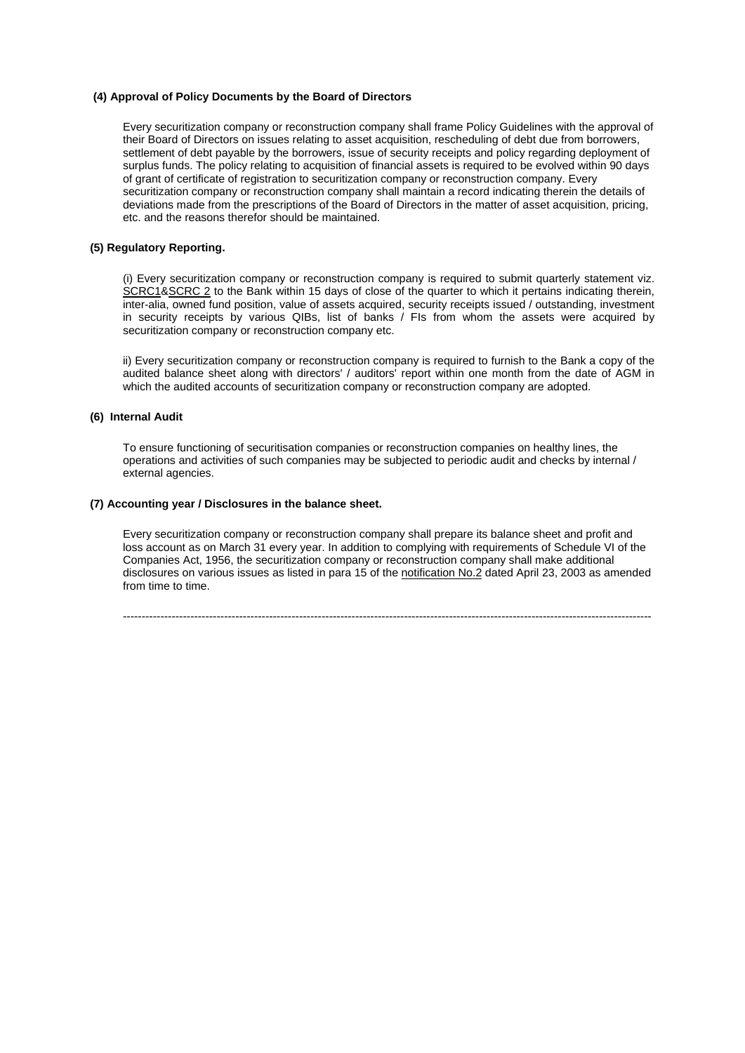**(4) Approval of Policy Documents by the Board of Directors**

Every securitization company or reconstruction company shall frame Policy Guidelines with the approval of their Board of Directors on issues relating to asset acquisition, rescheduling of debt due from borrowers, settlement of debt payable by the borrowers, issue of security receipts and policy regarding deployment of surplus funds. The policy relating to acquisition of financial assets is required to be evolved within 90 days of grant of certificate of registration to securitization company or reconstruction company. Every securitization company or reconstruction company shall maintain a record indicating therein the details of deviations made from the prescriptions of the Board of Directors in the matter of asset acquisition, pricing, etc. and the reasons therefor should be maintained.

**(5) Regulatory Reporting.**

(i) Every securitization company or reconstruction company is required to submit quarterly statement viz. SCRC1&SCRC 2 to the Bank within 15 days of close of the quarter to which it pertains indicating therein, inter-alia, owned fund position, value of assets acquired, security receipts issued / outstanding, investment in security receipts by various QIBs, list of banks / FIs from whom the assets were acquired by securitization company or reconstruction company etc.

ii) Every securitization company or reconstruction company is required to furnish to the Bank a copy of the audited balance sheet along with directors' / auditors' report within one month from the date of AGM in which the audited accounts of securitization company or reconstruction company are adopted.

**(6) Internal Audit**

To ensure functioning of securitisation companies or reconstruction companies on healthy lines, the operations and activities of such companies may be subjected to periodic audit and checks by internal / external agencies.

**(7) Accounting year / Disclosures in the balance sheet.**

Every securitization company or reconstruction company shall prepare its balance sheet and profit and loss account as on March 31 every year. In addition to complying with requirements of Schedule VI of the Companies Act, 1956, the securitization company or reconstruction company shall make additional disclosures on various issues as listed in para 15 of the notification No.2 dated April 23, 2003 as amended from time to time.

---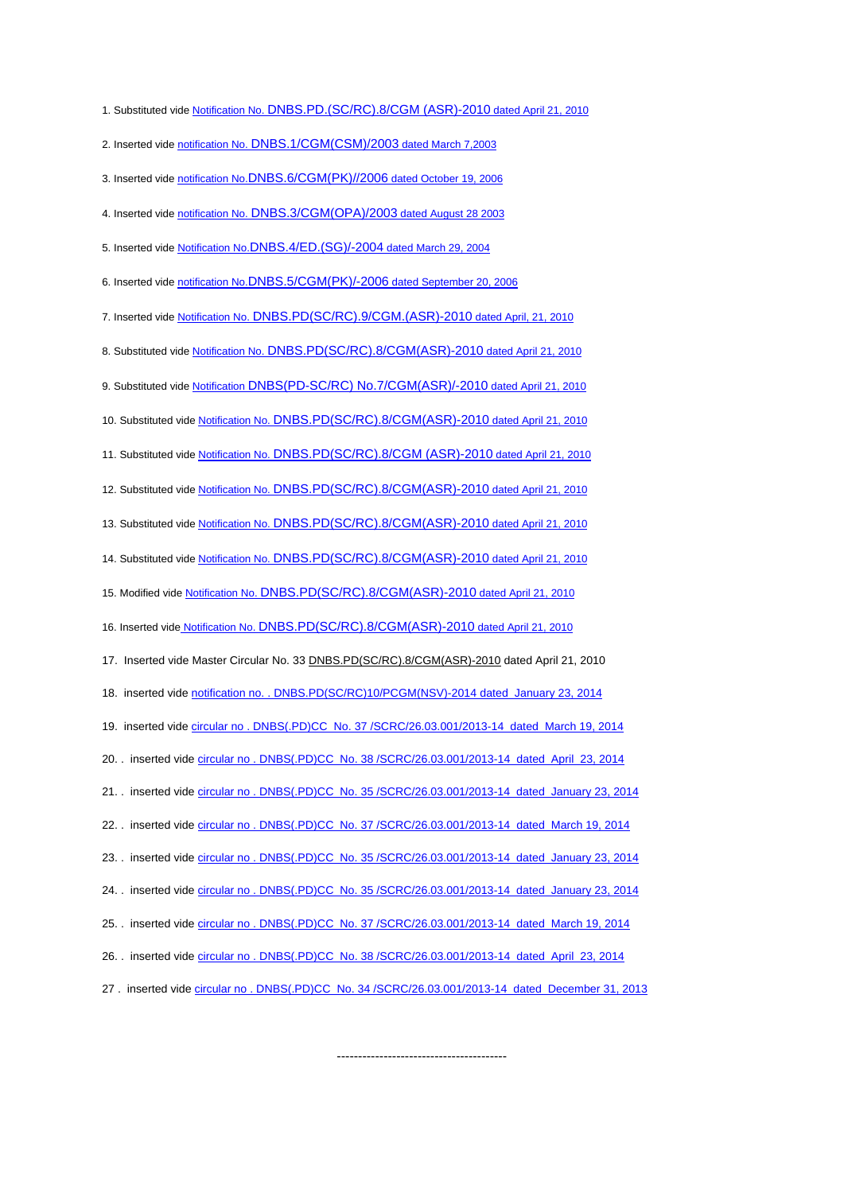1. Substituted vide Notification No. DNBS.PD.(SC/RC).8/CGM (ASR)-2010 dated April 21, 2010

2. Inserted vide notification No. DNBS.1/CGM(CSM)/2003 dated March 7,2003

3. Inserted vide notification No.DNBS.6/CGM(PK)//2006 dated October 19, 2006

4. Inserted vide notification No. DNBS.3/CGM(OPA)/2003 dated August 28 2003

5. Inserted vide Notification No.DNBS.4/ED.(SG)/-2004 dated March 29, 2004

6. Inserted vide notification No.DNBS.5/CGM(PK)/-2006 dated September 20, 2006

7. Inserted vide Notification No. DNBS.PD(SC/RC).9/CGM.(ASR)-2010 dated April, 21, 2010

8. Substituted vide Notification No. DNBS.PD(SC/RC).8/CGM(ASR)-2010 dated April 21, 2010

9. Substituted vide Notification DNBS(PD-SC/RC) No.7/CGM(ASR)/-2010 dated April 21, 2010

10. Substituted vide Notification No. DNBS.PD(SC/RC).8/CGM(ASR)-2010 dated April 21, 2010

11. Substituted vide Notification No. DNBS.PD(SC/RC).8/CGM (ASR)-2010 dated April 21, 2010

12. Substituted vide Notification No. DNBS.PD(SC/RC).8/CGM(ASR)-2010 dated April 21, 2010

13. Substituted vide Notification No. DNBS.PD(SC/RC).8/CGM(ASR)-2010 dated April 21, 2010

14. Substituted vide Notification No. DNBS.PD(SC/RC).8/CGM(ASR)-2010 dated April 21, 2010

15. Modified vide Notification No. DNBS.PD(SC/RC).8/CGM(ASR)-2010 dated April 21, 2010

16. Inserted vide Notification No. DNBS.PD(SC/RC).8/CGM(ASR)-2010 dated April 21, 2010

17. Inserted vide Master Circular No. 33 DNBS.PD(SC/RC).8/CGM(ASR)-2010 dated April 21, 2010

18. inserted vide notification no. . DNBS.PD(SC/RC)10/PCGM(NSV)-2014 dated January 23, 2014

19. inserted vide circular no . DNBS(.PD)CC No. 37 /SCRC/26.03.001/2013-14 dated March 19, 2014

20. . inserted vide circular no . DNBS(.PD)CC No. 38 /SCRC/26.03.001/2013-14 dated April 23, 2014

21. . inserted vide circular no . DNBS(.PD)CC No. 35 /SCRC/26.03.001/2013-14 dated January 23, 2014

22. . inserted vide circular no . DNBS(.PD)CC No. 37 /SCRC/26.03.001/2013-14 dated March 19, 2014

23. . inserted vide circular no . DNBS(.PD)CC No. 35 /SCRC/26.03.001/2013-14 dated January 23, 2014

24. . inserted vide circular no . DNBS(.PD)CC No. 35 /SCRC/26.03.001/2013-14 dated January 23, 2014

25. . inserted vide circular no . DNBS(.PD)CC No. 37 /SCRC/26.03.001/2013-14 dated March 19, 2014

26. . inserted vide circular no . DNBS(.PD)CC No. 38 /SCRC/26.03.001/2013-14 dated April 23, 2014

27 . inserted vide circular no . DNBS(.PD)CC No. 34 /SCRC/26.03.001/2013-14 dated December 31, 2013

----------------------------------------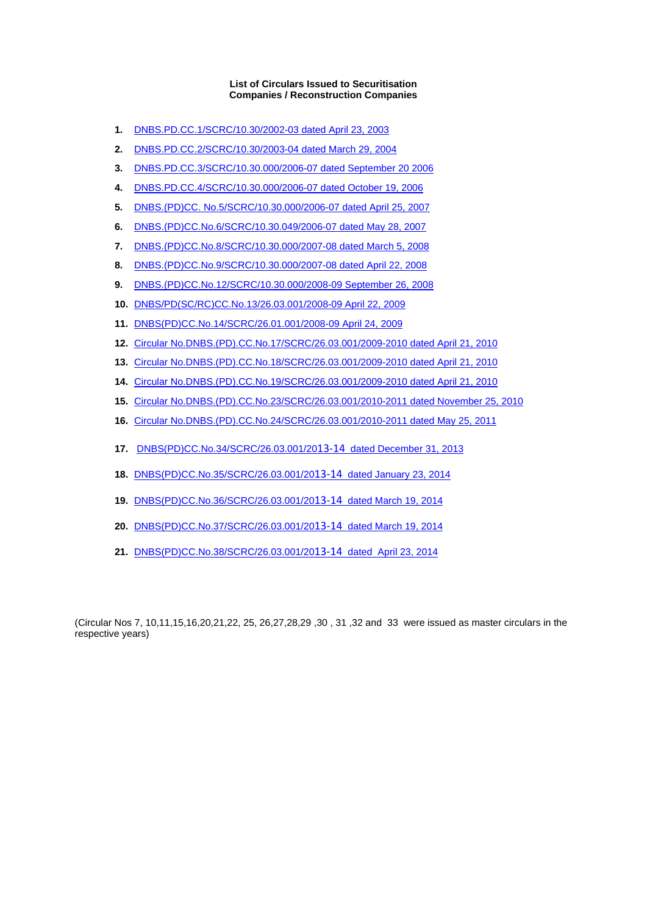**List of Circulars Issued to Securitisation Companies / Reconstruction Companies**

1. DNBS.PD.CC.1/SCRC/10.30/2002-03 dated April 23, 2003
2. DNBS.PD.CC.2/SCRC/10.30/2003-04 dated March 29, 2004
3. DNBS.PD.CC.3/SCRC/10.30.000/2006-07 dated September 20 2006
4. DNBS.PD.CC.4/SCRC/10.30.000/2006-07 dated October 19, 2006
5. DNBS.(PD)CC. No.5/SCRC/10.30.000/2006-07 dated April 25, 2007
6. DNBS.(PD)CC.No.6/SCRC/10.30.049/2006-07 dated May 28, 2007
7. DNBS.(PD)CC.No.8/SCRC/10.30.000/2007-08 dated March 5, 2008
8. DNBS.(PD)CC.No.9/SCRC/10.30.000/2007-08 dated April 22, 2008
9. DNBS.(PD)CC.No.12/SCRC/10.30.000/2008-09 September 26, 2008
10. DNBS/PD(SC/RC)CC.No.13/26.03.001/2008-09 April 22, 2009
11. DNBS(PD)CC.No.14/SCRC/26.01.001/2008-09 April 24, 2009
12. Circular No.DNBS.(PD).CC.No.17/SCRC/26.03.001/2009-2010 dated April 21, 2010
13. Circular No.DNBS.(PD).CC.No.18/SCRC/26.03.001/2009-2010 dated April 21, 2010
14. Circular No.DNBS.(PD).CC.No.19/SCRC/26.03.001/2009-2010 dated April 21, 2010
15. Circular No.DNBS.(PD).CC.No.23/SCRC/26.03.001/2010-2011 dated November 25, 2010
16. Circular No.DNBS.(PD).CC.No.24/SCRC/26.03.001/2010-2011 dated May 25, 2011
17. DNBS(PD)CC.No.34/SCRC/26.03.001/2013-14 dated December 31, 2013
18. DNBS(PD)CC.No.35/SCRC/26.03.001/2013-14 dated January 23, 2014
19. DNBS(PD)CC.No.36/SCRC/26.03.001/2013-14 dated March 19, 2014
20. DNBS(PD)CC.No.37/SCRC/26.03.001/2013-14 dated March 19, 2014
21. DNBS(PD)CC.No.38/SCRC/26.03.001/2013-14 dated April 23, 2014

(Circular Nos 7, 10,11,15,16,20,21,22, 25, 26,27,28,29 ,30 , 31 ,32 and 33 were issued as master circulars in the respective years)